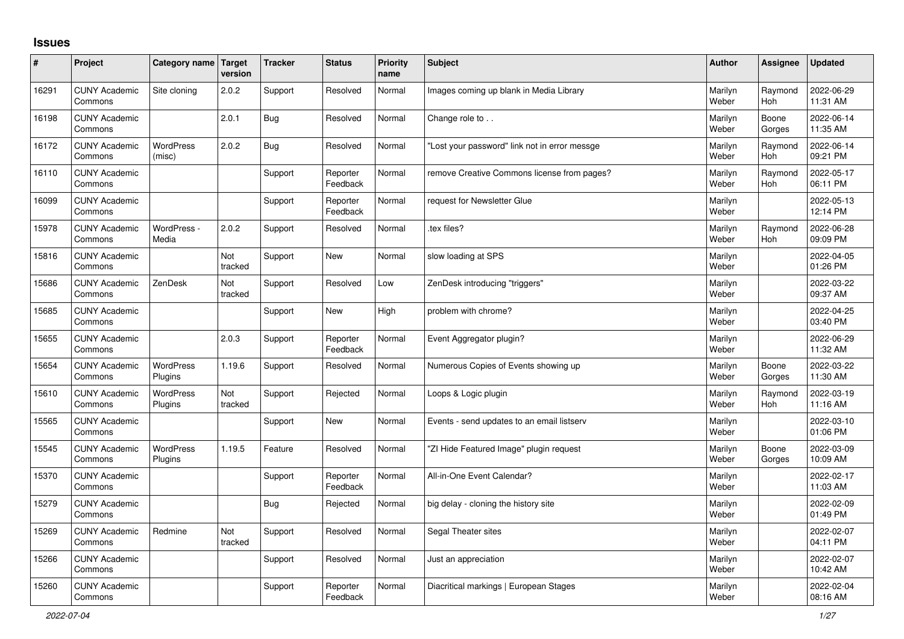## Issues

| # | Project | Category name | Target version | Tracker | Status | Priority name | Subject | Author | Assignee | Updated |
|---|---|---|---|---|---|---|---|---|---|---|
| 16291 | CUNY Academic Commons | Site cloning | 2.0.2 | Support | Resolved | Normal | Images coming up blank in Media Library | Marilyn Weber | Raymond Hoh | 2022-06-29 11:31 AM |
| 16198 | CUNY Academic Commons | | 2.0.1 | Bug | Resolved | Normal | Change role to . . | Marilyn Weber | Boone Gorges | 2022-06-14 11:35 AM |
| 16172 | CUNY Academic Commons | WordPress (misc) | 2.0.2 | Bug | Resolved | Normal | "Lost your password" link not in error messge | Marilyn Weber | Raymond Hoh | 2022-06-14 09:21 PM |
| 16110 | CUNY Academic Commons | | | Support | Reporter Feedback | Normal | remove Creative Commons license from pages? | Marilyn Weber | Raymond Hoh | 2022-05-17 06:11 PM |
| 16099 | CUNY Academic Commons | | | Support | Reporter Feedback | Normal | request for Newsletter Glue | Marilyn Weber | | 2022-05-13 12:14 PM |
| 15978 | CUNY Academic Commons | WordPress - Media | 2.0.2 | Support | Resolved | Normal | .tex files? | Marilyn Weber | Raymond Hoh | 2022-06-28 09:09 PM |
| 15816 | CUNY Academic Commons | | Not tracked | Support | New | Normal | slow loading at SPS | Marilyn Weber | | 2022-04-05 01:26 PM |
| 15686 | CUNY Academic Commons | ZenDesk | Not tracked | Support | Resolved | Low | ZenDesk introducing "triggers" | Marilyn Weber | | 2022-03-22 09:37 AM |
| 15685 | CUNY Academic Commons | | | Support | New | High | problem with chrome? | Marilyn Weber | | 2022-04-25 03:40 PM |
| 15655 | CUNY Academic Commons | | 2.0.3 | Support | Reporter Feedback | Normal | Event Aggregator plugin? | Marilyn Weber | | 2022-06-29 11:32 AM |
| 15654 | CUNY Academic Commons | WordPress Plugins | 1.19.6 | Support | Resolved | Normal | Numerous Copies of Events showing up | Marilyn Weber | Boone Gorges | 2022-03-22 11:30 AM |
| 15610 | CUNY Academic Commons | WordPress Plugins | Not tracked | Support | Rejected | Normal | Loops & Logic plugin | Marilyn Weber | Raymond Hoh | 2022-03-19 11:16 AM |
| 15565 | CUNY Academic Commons | | | Support | New | Normal | Events - send updates to an email listserv | Marilyn Weber | | 2022-03-10 01:06 PM |
| 15545 | CUNY Academic Commons | WordPress Plugins | 1.19.5 | Feature | Resolved | Normal | "ZI Hide Featured Image" plugin request | Marilyn Weber | Boone Gorges | 2022-03-09 10:09 AM |
| 15370 | CUNY Academic Commons | | | Support | Reporter Feedback | Normal | All-in-One Event Calendar? | Marilyn Weber | | 2022-02-17 11:03 AM |
| 15279 | CUNY Academic Commons | | | Bug | Rejected | Normal | big delay - cloning the history site | Marilyn Weber | | 2022-02-09 01:49 PM |
| 15269 | CUNY Academic Commons | Redmine | Not tracked | Support | Resolved | Normal | Segal Theater sites | Marilyn Weber | | 2022-02-07 04:11 PM |
| 15266 | CUNY Academic Commons | | | Support | Resolved | Normal | Just an appreciation | Marilyn Weber | | 2022-02-07 10:42 AM |
| 15260 | CUNY Academic Commons | | | Support | Reporter Feedback | Normal | Diacritical markings \| European Stages | Marilyn Weber | | 2022-02-04 08:16 AM |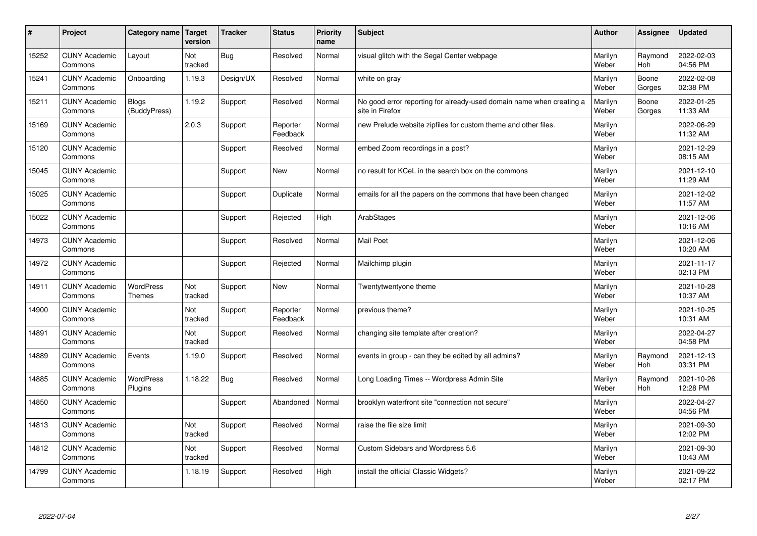| # | Project | Category name | Target version | Tracker | Status | Priority name | Subject | Author | Assignee | Updated |
|---|---|---|---|---|---|---|---|---|---|---|
| 15252 | CUNY Academic Commons | Layout | Not tracked | Bug | Resolved | Normal | visual glitch with the Segal Center webpage | Marilyn Weber | Raymond Hoh | 2022-02-03 04:56 PM |
| 15241 | CUNY Academic Commons | Onboarding | 1.19.3 | Design/UX | Resolved | Normal | white on gray | Marilyn Weber | Boone Gorges | 2022-02-08 02:38 PM |
| 15211 | CUNY Academic Commons | Blogs (BuddyPress) | 1.19.2 | Support | Resolved | Normal | No good error reporting for already-used domain name when creating a site in Firefox | Marilyn Weber | Boone Gorges | 2022-01-25 11:33 AM |
| 15169 | CUNY Academic Commons | | 2.0.3 | Support | Reporter Feedback | Normal | new Prelude website zipfiles for custom theme and other files. | Marilyn Weber | | 2022-06-29 11:32 AM |
| 15120 | CUNY Academic Commons | | | Support | Resolved | Normal | embed Zoom recordings in a post? | Marilyn Weber | | 2021-12-29 08:15 AM |
| 15045 | CUNY Academic Commons | | | Support | New | Normal | no result for KCeL in the search box on the commons | Marilyn Weber | | 2021-12-10 11:29 AM |
| 15025 | CUNY Academic Commons | | | Support | Duplicate | Normal | emails for all the papers on the commons that have been changed | Marilyn Weber | | 2021-12-02 11:57 AM |
| 15022 | CUNY Academic Commons | | | Support | Rejected | High | ArabStages | Marilyn Weber | | 2021-12-06 10:16 AM |
| 14973 | CUNY Academic Commons | | | Support | Resolved | Normal | Mail Poet | Marilyn Weber | | 2021-12-06 10:20 AM |
| 14972 | CUNY Academic Commons | | | Support | Rejected | Normal | Mailchimp plugin | Marilyn Weber | | 2021-11-17 02:13 PM |
| 14911 | CUNY Academic Commons | WordPress Themes | Not tracked | Support | New | Normal | Twentytwentyone theme | Marilyn Weber | | 2021-10-28 10:37 AM |
| 14900 | CUNY Academic Commons | | Not tracked | Support | Reporter Feedback | Normal | previous theme? | Marilyn Weber | | 2021-10-25 10:31 AM |
| 14891 | CUNY Academic Commons | | Not tracked | Support | Resolved | Normal | changing site template after creation? | Marilyn Weber | | 2022-04-27 04:58 PM |
| 14889 | CUNY Academic Commons | Events | 1.19.0 | Support | Resolved | Normal | events in group - can they be edited by all admins? | Marilyn Weber | Raymond Hoh | 2021-12-13 03:31 PM |
| 14885 | CUNY Academic Commons | WordPress Plugins | 1.18.22 | Bug | Resolved | Normal | Long Loading Times -- Wordpress Admin Site | Marilyn Weber | Raymond Hoh | 2021-10-26 12:28 PM |
| 14850 | CUNY Academic Commons | | | Support | Abandoned | Normal | brooklyn waterfront site "connection not secure" | Marilyn Weber | | 2022-04-27 04:56 PM |
| 14813 | CUNY Academic Commons | | Not tracked | Support | Resolved | Normal | raise the file size limit | Marilyn Weber | | 2021-09-30 12:02 PM |
| 14812 | CUNY Academic Commons | | Not tracked | Support | Resolved | Normal | Custom Sidebars and Wordpress 5.6 | Marilyn Weber | | 2021-09-30 10:43 AM |
| 14799 | CUNY Academic Commons | | 1.18.19 | Support | Resolved | High | install the official Classic Widgets? | Marilyn Weber | | 2021-09-22 02:17 PM |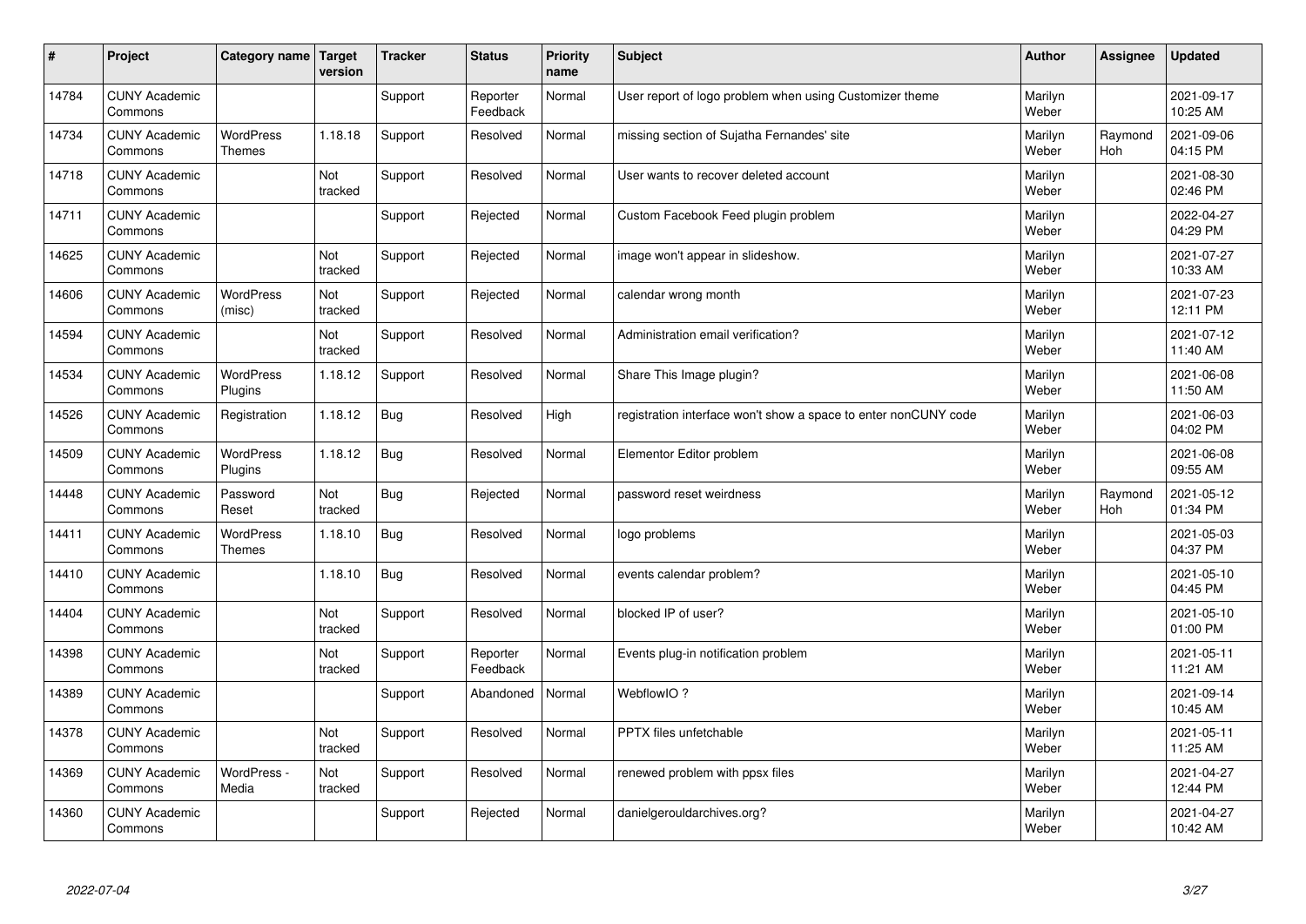| # | Project | Category name | Target version | Tracker | Status | Priority name | Subject | Author | Assignee | Updated |
|---|---|---|---|---|---|---|---|---|---|---|
| 14784 | CUNY Academic Commons | | | Support | Reporter Feedback | Normal | User report of logo problem when using Customizer theme | Marilyn Weber | | 2021-09-17 10:25 AM |
| 14734 | CUNY Academic Commons | WordPress Themes | 1.18.18 | Support | Resolved | Normal | missing section of Sujatha Fernandes' site | Marilyn Weber | Raymond Hoh | 2021-09-06 04:15 PM |
| 14718 | CUNY Academic Commons | | Not tracked | Support | Resolved | Normal | User wants to recover deleted account | Marilyn Weber | | 2021-08-30 02:46 PM |
| 14711 | CUNY Academic Commons | | | Support | Rejected | Normal | Custom Facebook Feed plugin problem | Marilyn Weber | | 2022-04-27 04:29 PM |
| 14625 | CUNY Academic Commons | | Not tracked | Support | Rejected | Normal | image won't appear in slideshow. | Marilyn Weber | | 2021-07-27 10:33 AM |
| 14606 | CUNY Academic Commons | WordPress (misc) | Not tracked | Support | Rejected | Normal | calendar wrong month | Marilyn Weber | | 2021-07-23 12:11 PM |
| 14594 | CUNY Academic Commons | | Not tracked | Support | Resolved | Normal | Administration email verification? | Marilyn Weber | | 2021-07-12 11:40 AM |
| 14534 | CUNY Academic Commons | WordPress Plugins | 1.18.12 | Support | Resolved | Normal | Share This Image plugin? | Marilyn Weber | | 2021-06-08 11:50 AM |
| 14526 | CUNY Academic Commons | Registration | 1.18.12 | Bug | Resolved | High | registration interface won't show a space to enter nonCUNY code | Marilyn Weber | | 2021-06-03 04:02 PM |
| 14509 | CUNY Academic Commons | WordPress Plugins | 1.18.12 | Bug | Resolved | Normal | Elementor Editor problem | Marilyn Weber | | 2021-06-08 09:55 AM |
| 14448 | CUNY Academic Commons | Password Reset | Not tracked | Bug | Rejected | Normal | password reset weirdness | Marilyn Weber | Raymond Hoh | 2021-05-12 01:34 PM |
| 14411 | CUNY Academic Commons | WordPress Themes | 1.18.10 | Bug | Resolved | Normal | logo problems | Marilyn Weber | | 2021-05-03 04:37 PM |
| 14410 | CUNY Academic Commons | | 1.18.10 | Bug | Resolved | Normal | events calendar problem? | Marilyn Weber | | 2021-05-10 04:45 PM |
| 14404 | CUNY Academic Commons | | Not tracked | Support | Resolved | Normal | blocked IP of user? | Marilyn Weber | | 2021-05-10 01:00 PM |
| 14398 | CUNY Academic Commons | | Not tracked | Support | Reporter Feedback | Normal | Events plug-in notification problem | Marilyn Weber | | 2021-05-11 11:21 AM |
| 14389 | CUNY Academic Commons | | | Support | Abandoned | Normal | WebflowIO ? | Marilyn Weber | | 2021-09-14 10:45 AM |
| 14378 | CUNY Academic Commons | | Not tracked | Support | Resolved | Normal | PPTX files unfetchable | Marilyn Weber | | 2021-05-11 11:25 AM |
| 14369 | CUNY Academic Commons | WordPress - Media | Not tracked | Support | Resolved | Normal | renewed problem with ppsx files | Marilyn Weber | | 2021-04-27 12:44 PM |
| 14360 | CUNY Academic Commons | | | Support | Rejected | Normal | danielgerouldarchives.org? | Marilyn Weber | | 2021-04-27 10:42 AM |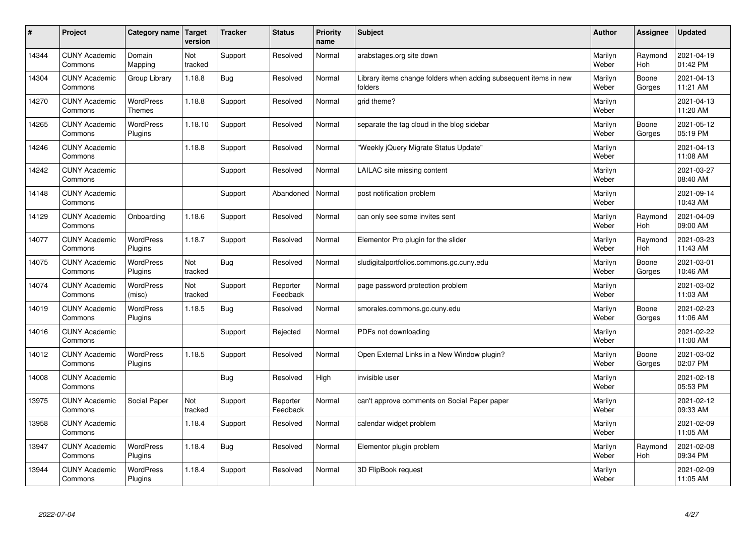| # | Project | Category name | Target version | Tracker | Status | Priority name | Subject | Author | Assignee | Updated |
|---|---|---|---|---|---|---|---|---|---|---|
| 14344 | CUNY Academic Commons | Domain Mapping | Not tracked | Support | Resolved | Normal | arabstages.org site down | Marilyn Weber | Raymond Hoh | 2021-04-19 01:42 PM |
| 14304 | CUNY Academic Commons | Group Library | 1.18.8 | Bug | Resolved | Normal | Library items change folders when adding subsequent items in new folders | Marilyn Weber | Boone Gorges | 2021-04-13 11:21 AM |
| 14270 | CUNY Academic Commons | WordPress Themes | 1.18.8 | Support | Resolved | Normal | grid theme? | Marilyn Weber | | 2021-04-13 11:20 AM |
| 14265 | CUNY Academic Commons | WordPress Plugins | 1.18.10 | Support | Resolved | Normal | separate the tag cloud in the blog sidebar | Marilyn Weber | Boone Gorges | 2021-05-12 05:19 PM |
| 14246 | CUNY Academic Commons | | 1.18.8 | Support | Resolved | Normal | "Weekly jQuery Migrate Status Update" | Marilyn Weber | | 2021-04-13 11:08 AM |
| 14242 | CUNY Academic Commons | | | Support | Resolved | Normal | LAILAC site missing content | Marilyn Weber | | 2021-03-27 08:40 AM |
| 14148 | CUNY Academic Commons | | | Support | Abandoned | Normal | post notification problem | Marilyn Weber | | 2021-09-14 10:43 AM |
| 14129 | CUNY Academic Commons | Onboarding | 1.18.6 | Support | Resolved | Normal | can only see some invites sent | Marilyn Weber | Raymond Hoh | 2021-04-09 09:00 AM |
| 14077 | CUNY Academic Commons | WordPress Plugins | 1.18.7 | Support | Resolved | Normal | Elementor Pro plugin for the slider | Marilyn Weber | Raymond Hoh | 2021-03-23 11:43 AM |
| 14075 | CUNY Academic Commons | WordPress Plugins | Not tracked | Bug | Resolved | Normal | sludigitalportfolios.commons.gc.cuny.edu | Marilyn Weber | Boone Gorges | 2021-03-01 10:46 AM |
| 14074 | CUNY Academic Commons | WordPress (misc) | Not tracked | Support | Reporter Feedback | Normal | page password protection problem | Marilyn Weber | | 2021-03-02 11:03 AM |
| 14019 | CUNY Academic Commons | WordPress Plugins | 1.18.5 | Bug | Resolved | Normal | smorales.commons.gc.cuny.edu | Marilyn Weber | Boone Gorges | 2021-02-23 11:06 AM |
| 14016 | CUNY Academic Commons | | | Support | Rejected | Normal | PDFs not downloading | Marilyn Weber | | 2021-02-22 11:00 AM |
| 14012 | CUNY Academic Commons | WordPress Plugins | 1.18.5 | Support | Resolved | Normal | Open External Links in a New Window plugin? | Marilyn Weber | Boone Gorges | 2021-03-02 02:07 PM |
| 14008 | CUNY Academic Commons | | | Bug | Resolved | High | invisible user | Marilyn Weber | | 2021-02-18 05:53 PM |
| 13975 | CUNY Academic Commons | Social Paper | Not tracked | Support | Reporter Feedback | Normal | can't approve comments on Social Paper paper | Marilyn Weber | | 2021-02-12 09:33 AM |
| 13958 | CUNY Academic Commons | | 1.18.4 | Support | Resolved | Normal | calendar widget problem | Marilyn Weber | | 2021-02-09 11:05 AM |
| 13947 | CUNY Academic Commons | WordPress Plugins | 1.18.4 | Bug | Resolved | Normal | Elementor plugin problem | Marilyn Weber | Raymond Hoh | 2021-02-08 09:34 PM |
| 13944 | CUNY Academic Commons | WordPress Plugins | 1.18.4 | Support | Resolved | Normal | 3D FlipBook request | Marilyn Weber | | 2021-02-09 11:05 AM |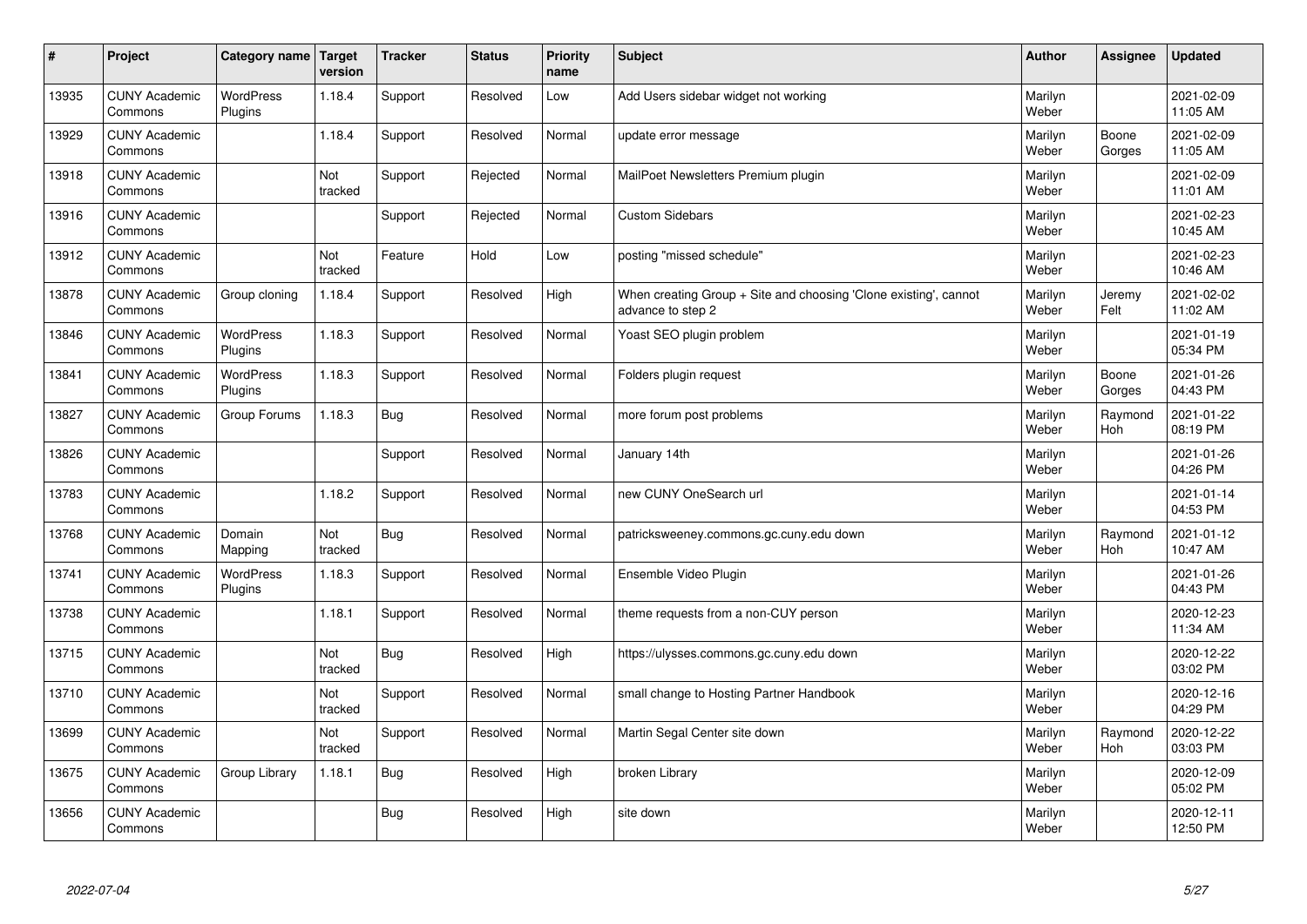| # | Project | Category name | Target version | Tracker | Status | Priority name | Subject | Author | Assignee | Updated |
|---|---|---|---|---|---|---|---|---|---|---|
| 13935 | CUNY Academic Commons | WordPress Plugins | 1.18.4 | Support | Resolved | Low | Add Users sidebar widget not working | Marilyn Weber | | 2021-02-09 11:05 AM |
| 13929 | CUNY Academic Commons | | 1.18.4 | Support | Resolved | Normal | update error message | Marilyn Weber | Boone Gorges | 2021-02-09 11:05 AM |
| 13918 | CUNY Academic Commons | | Not tracked | Support | Rejected | Normal | MailPoet Newsletters Premium plugin | Marilyn Weber | | 2021-02-09 11:01 AM |
| 13916 | CUNY Academic Commons | | | Support | Rejected | Normal | Custom Sidebars | Marilyn Weber | | 2021-02-23 10:45 AM |
| 13912 | CUNY Academic Commons | | Not tracked | Feature | Hold | Low | posting "missed schedule" | Marilyn Weber | | 2021-02-23 10:46 AM |
| 13878 | CUNY Academic Commons | Group cloning | 1.18.4 | Support | Resolved | High | When creating Group + Site and choosing 'Clone existing', cannot advance to step 2 | Marilyn Weber | Jeremy Felt | 2021-02-02 11:02 AM |
| 13846 | CUNY Academic Commons | WordPress Plugins | 1.18.3 | Support | Resolved | Normal | Yoast SEO plugin problem | Marilyn Weber | | 2021-01-19 05:34 PM |
| 13841 | CUNY Academic Commons | WordPress Plugins | 1.18.3 | Support | Resolved | Normal | Folders plugin request | Marilyn Weber | Boone Gorges | 2021-01-26 04:43 PM |
| 13827 | CUNY Academic Commons | Group Forums | 1.18.3 | Bug | Resolved | Normal | more forum post problems | Marilyn Weber | Raymond Hoh | 2021-01-22 08:19 PM |
| 13826 | CUNY Academic Commons | | | Support | Resolved | Normal | January 14th | Marilyn Weber | | 2021-01-26 04:26 PM |
| 13783 | CUNY Academic Commons | | 1.18.2 | Support | Resolved | Normal | new CUNY OneSearch url | Marilyn Weber | | 2021-01-14 04:53 PM |
| 13768 | CUNY Academic Commons | Domain Mapping | Not tracked | Bug | Resolved | Normal | patricksweeney.commons.gc.cuny.edu down | Marilyn Weber | Raymond Hoh | 2021-01-12 10:47 AM |
| 13741 | CUNY Academic Commons | WordPress Plugins | 1.18.3 | Support | Resolved | Normal | Ensemble Video Plugin | Marilyn Weber | | 2021-01-26 04:43 PM |
| 13738 | CUNY Academic Commons | | 1.18.1 | Support | Resolved | Normal | theme requests from a non-CUY person | Marilyn Weber | | 2020-12-23 11:34 AM |
| 13715 | CUNY Academic Commons | | Not tracked | Bug | Resolved | High | https://ulysses.commons.gc.cuny.edu down | Marilyn Weber | | 2020-12-22 03:02 PM |
| 13710 | CUNY Academic Commons | | Not tracked | Support | Resolved | Normal | small change to Hosting Partner Handbook | Marilyn Weber | | 2020-12-16 04:29 PM |
| 13699 | CUNY Academic Commons | | Not tracked | Support | Resolved | Normal | Martin Segal Center site down | Marilyn Weber | Raymond Hoh | 2020-12-22 03:03 PM |
| 13675 | CUNY Academic Commons | Group Library | 1.18.1 | Bug | Resolved | High | broken Library | Marilyn Weber | | 2020-12-09 05:02 PM |
| 13656 | CUNY Academic Commons | | | Bug | Resolved | High | site down | Marilyn Weber | | 2020-12-11 12:50 PM |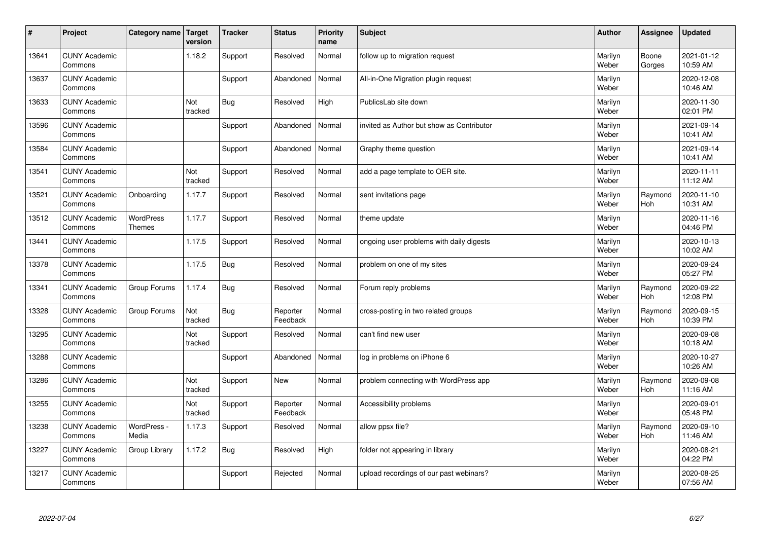| # | Project | Category name | Target version | Tracker | Status | Priority name | Subject | Author | Assignee | Updated |
|---|---|---|---|---|---|---|---|---|---|---|
| 13641 | CUNY Academic Commons | | 1.18.2 | Support | Resolved | Normal | follow up to migration request | Marilyn Weber | Boone Gorges | 2021-01-12 10:59 AM |
| 13637 | CUNY Academic Commons | | | Support | Abandoned | Normal | All-in-One Migration plugin request | Marilyn Weber | | 2020-12-08 10:46 AM |
| 13633 | CUNY Academic Commons | | Not tracked | Bug | Resolved | High | PublicsLab site down | Marilyn Weber | | 2020-11-30 02:01 PM |
| 13596 | CUNY Academic Commons | | | Support | Abandoned | Normal | invited as Author but show as Contributor | Marilyn Weber | | 2021-09-14 10:41 AM |
| 13584 | CUNY Academic Commons | | | Support | Abandoned | Normal | Graphy theme question | Marilyn Weber | | 2021-09-14 10:41 AM |
| 13541 | CUNY Academic Commons | | Not tracked | Support | Resolved | Normal | add a page template to OER site. | Marilyn Weber | | 2020-11-11 11:12 AM |
| 13521 | CUNY Academic Commons | Onboarding | 1.17.7 | Support | Resolved | Normal | sent invitations page | Marilyn Weber | Raymond Hoh | 2020-11-10 10:31 AM |
| 13512 | CUNY Academic Commons | WordPress Themes | 1.17.7 | Support | Resolved | Normal | theme update | Marilyn Weber | | 2020-11-16 04:46 PM |
| 13441 | CUNY Academic Commons | | 1.17.5 | Support | Resolved | Normal | ongoing user problems with daily digests | Marilyn Weber | | 2020-10-13 10:02 AM |
| 13378 | CUNY Academic Commons | | 1.17.5 | Bug | Resolved | Normal | problem on one of my sites | Marilyn Weber | | 2020-09-24 05:27 PM |
| 13341 | CUNY Academic Commons | Group Forums | 1.17.4 | Bug | Resolved | Normal | Forum reply problems | Marilyn Weber | Raymond Hoh | 2020-09-22 12:08 PM |
| 13328 | CUNY Academic Commons | Group Forums | Not tracked | Bug | Reporter Feedback | Normal | cross-posting in two related groups | Marilyn Weber | Raymond Hoh | 2020-09-15 10:39 PM |
| 13295 | CUNY Academic Commons | | Not tracked | Support | Resolved | Normal | can't find new user | Marilyn Weber | | 2020-09-08 10:18 AM |
| 13288 | CUNY Academic Commons | | | Support | Abandoned | Normal | log in problems on iPhone 6 | Marilyn Weber | | 2020-10-27 10:26 AM |
| 13286 | CUNY Academic Commons | | Not tracked | Support | New | Normal | problem connecting with WordPress app | Marilyn Weber | Raymond Hoh | 2020-09-08 11:16 AM |
| 13255 | CUNY Academic Commons | | Not tracked | Support | Reporter Feedback | Normal | Accessibility problems | Marilyn Weber | | 2020-09-01 05:48 PM |
| 13238 | CUNY Academic Commons | WordPress - Media | 1.17.3 | Support | Resolved | Normal | allow ppsx file? | Marilyn Weber | Raymond Hoh | 2020-09-10 11:46 AM |
| 13227 | CUNY Academic Commons | Group Library | 1.17.2 | Bug | Resolved | High | folder not appearing in library | Marilyn Weber | | 2020-08-21 04:22 PM |
| 13217 | CUNY Academic Commons | | | Support | Rejected | Normal | upload recordings of our past webinars? | Marilyn Weber | | 2020-08-25 07:56 AM |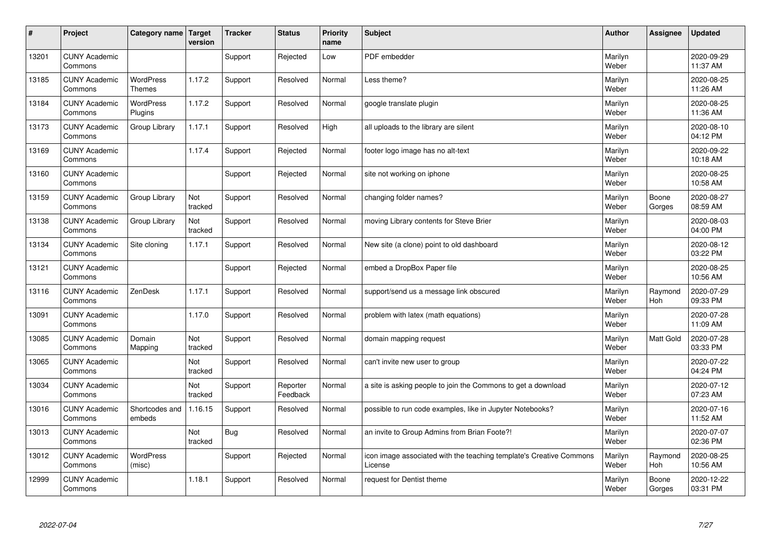| # | Project | Category name | Target version | Tracker | Status | Priority name | Subject | Author | Assignee | Updated |
|---|---|---|---|---|---|---|---|---|---|---|
| 13201 | CUNY Academic Commons | | | Support | Rejected | Low | PDF embedder | Marilyn Weber | | 2020-09-29 11:37 AM |
| 13185 | CUNY Academic Commons | WordPress Themes | 1.17.2 | Support | Resolved | Normal | Less theme? | Marilyn Weber | | 2020-08-25 11:26 AM |
| 13184 | CUNY Academic Commons | WordPress Plugins | 1.17.2 | Support | Resolved | Normal | google translate plugin | Marilyn Weber | | 2020-08-25 11:36 AM |
| 13173 | CUNY Academic Commons | Group Library | 1.17.1 | Support | Resolved | High | all uploads to the library are silent | Marilyn Weber | | 2020-08-10 04:12 PM |
| 13169 | CUNY Academic Commons | | 1.17.4 | Support | Rejected | Normal | footer logo image has no alt-text | Marilyn Weber | | 2020-09-22 10:18 AM |
| 13160 | CUNY Academic Commons | | | Support | Rejected | Normal | site not working on iphone | Marilyn Weber | | 2020-08-25 10:58 AM |
| 13159 | CUNY Academic Commons | Group Library | Not tracked | Support | Resolved | Normal | changing folder names? | Marilyn Weber | Boone Gorges | 2020-08-27 08:59 AM |
| 13138 | CUNY Academic Commons | Group Library | Not tracked | Support | Resolved | Normal | moving Library contents for Steve Brier | Marilyn Weber | | 2020-08-03 04:00 PM |
| 13134 | CUNY Academic Commons | Site cloning | 1.17.1 | Support | Resolved | Normal | New site (a clone) point to old dashboard | Marilyn Weber | | 2020-08-12 03:22 PM |
| 13121 | CUNY Academic Commons | | | Support | Rejected | Normal | embed a DropBox Paper file | Marilyn Weber | | 2020-08-25 10:56 AM |
| 13116 | CUNY Academic Commons | ZenDesk | 1.17.1 | Support | Resolved | Normal | support/send us a message link obscured | Marilyn Weber | Raymond Hoh | 2020-07-29 09:33 PM |
| 13091 | CUNY Academic Commons | | 1.17.0 | Support | Resolved | Normal | problem with latex (math equations) | Marilyn Weber | | 2020-07-28 11:09 AM |
| 13085 | CUNY Academic Commons | Domain Mapping | Not tracked | Support | Resolved | Normal | domain mapping request | Marilyn Weber | Matt Gold | 2020-07-28 03:33 PM |
| 13065 | CUNY Academic Commons | | Not tracked | Support | Resolved | Normal | can't invite new user to group | Marilyn Weber | | 2020-07-22 04:24 PM |
| 13034 | CUNY Academic Commons | | Not tracked | Support | Reporter Feedback | Normal | a site is asking people to join the Commons to get a download | Marilyn Weber | | 2020-07-12 07:23 AM |
| 13016 | CUNY Academic Commons | Shortcodes and embeds | 1.16.15 | Support | Resolved | Normal | possible to run code examples, like in Jupyter Notebooks? | Marilyn Weber | | 2020-07-16 11:52 AM |
| 13013 | CUNY Academic Commons | | Not tracked | Bug | Resolved | Normal | an invite to Group Admins from Brian Foote?! | Marilyn Weber | | 2020-07-07 02:36 PM |
| 13012 | CUNY Academic Commons | WordPress (misc) | | Support | Rejected | Normal | icon image associated with the teaching template's Creative Commons License | Marilyn Weber | Raymond Hoh | 2020-08-25 10:56 AM |
| 12999 | CUNY Academic Commons | | 1.18.1 | Support | Resolved | Normal | request for Dentist theme | Marilyn Weber | Boone Gorges | 2020-12-22 03:31 PM |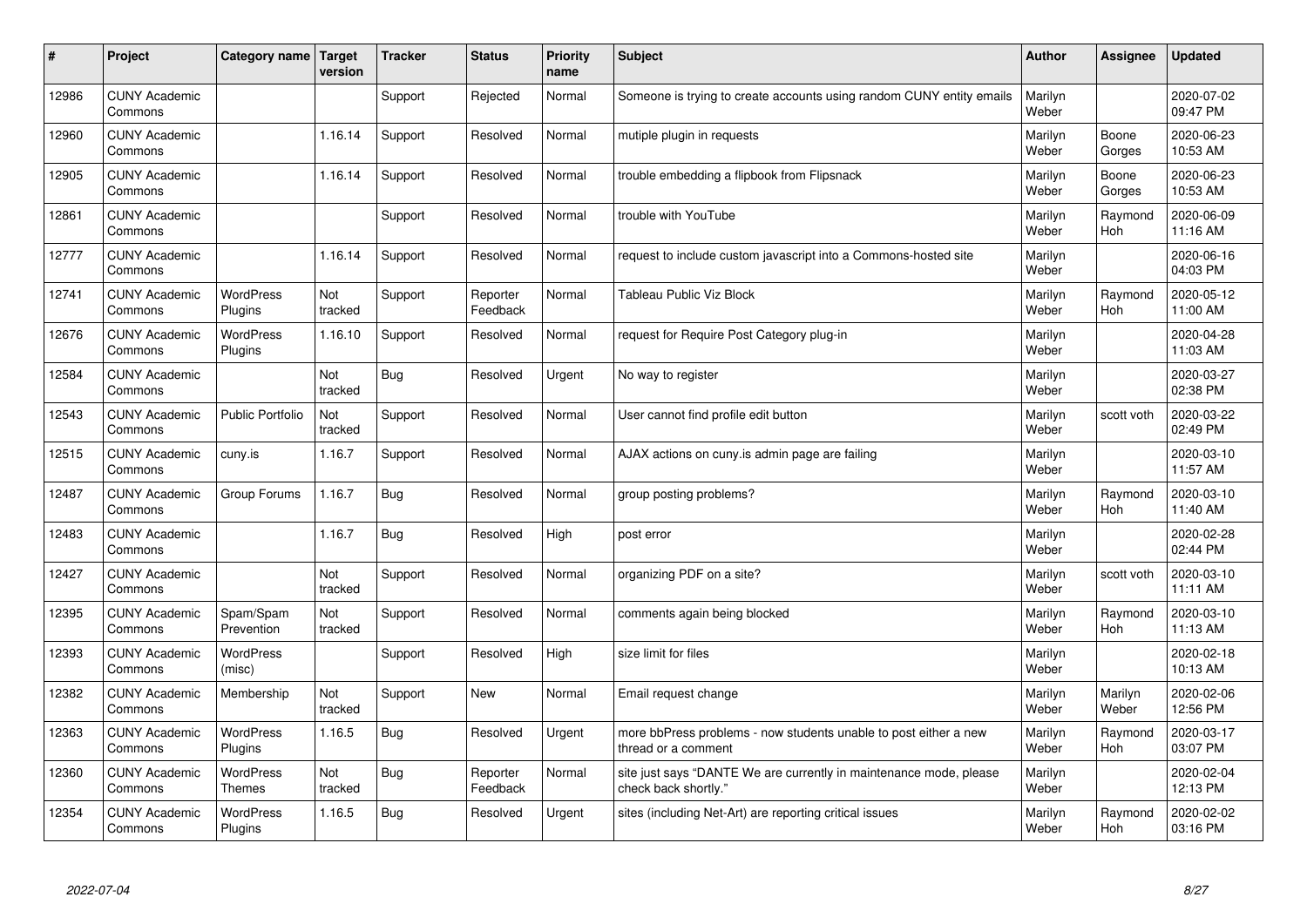| # | Project | Category name | Target version | Tracker | Status | Priority name | Subject | Author | Assignee | Updated |
|---|---|---|---|---|---|---|---|---|---|---|
| 12986 | CUNY Academic Commons | | | Support | Rejected | Normal | Someone is trying to create accounts using random CUNY entity emails | Marilyn Weber | | 2020-07-02 09:47 PM |
| 12960 | CUNY Academic Commons | | 1.16.14 | Support | Resolved | Normal | mutiple plugin in requests | Marilyn Weber | Boone Gorges | 2020-06-23 10:53 AM |
| 12905 | CUNY Academic Commons | | 1.16.14 | Support | Resolved | Normal | trouble embedding a flipbook from Flipsnack | Marilyn Weber | Boone Gorges | 2020-06-23 10:53 AM |
| 12861 | CUNY Academic Commons | | | Support | Resolved | Normal | trouble with YouTube | Marilyn Weber | Raymond Hoh | 2020-06-09 11:16 AM |
| 12777 | CUNY Academic Commons | | 1.16.14 | Support | Resolved | Normal | request to include custom javascript into a Commons-hosted site | Marilyn Weber | | 2020-06-16 04:03 PM |
| 12741 | CUNY Academic Commons | WordPress Plugins | Not tracked | Support | Reporter Feedback | Normal | Tableau Public Viz Block | Marilyn Weber | Raymond Hoh | 2020-05-12 11:00 AM |
| 12676 | CUNY Academic Commons | WordPress Plugins | 1.16.10 | Support | Resolved | Normal | request for Require Post Category plug-in | Marilyn Weber | | 2020-04-28 11:03 AM |
| 12584 | CUNY Academic Commons | | Not tracked | Bug | Resolved | Urgent | No way to register | Marilyn Weber | | 2020-03-27 02:38 PM |
| 12543 | CUNY Academic Commons | Public Portfolio | Not tracked | Support | Resolved | Normal | User cannot find profile edit button | Marilyn Weber | scott voth | 2020-03-22 02:49 PM |
| 12515 | CUNY Academic Commons | cuny.is | 1.16.7 | Support | Resolved | Normal | AJAX actions on cuny.is admin page are failing | Marilyn Weber | | 2020-03-10 11:57 AM |
| 12487 | CUNY Academic Commons | Group Forums | 1.16.7 | Bug | Resolved | Normal | group posting problems? | Marilyn Weber | Raymond Hoh | 2020-03-10 11:40 AM |
| 12483 | CUNY Academic Commons | | 1.16.7 | Bug | Resolved | High | post error | Marilyn Weber | | 2020-02-28 02:44 PM |
| 12427 | CUNY Academic Commons | | Not tracked | Support | Resolved | Normal | organizing PDF on a site? | Marilyn Weber | scott voth | 2020-03-10 11:11 AM |
| 12395 | CUNY Academic Commons | Spam/Spam Prevention | Not tracked | Support | Resolved | Normal | comments again being blocked | Marilyn Weber | Raymond Hoh | 2020-03-10 11:13 AM |
| 12393 | CUNY Academic Commons | WordPress (misc) | | Support | Resolved | High | size limit for files | Marilyn Weber | | 2020-02-18 10:13 AM |
| 12382 | CUNY Academic Commons | Membership | Not tracked | Support | New | Normal | Email request change | Marilyn Weber | Marilyn Weber | 2020-02-06 12:56 PM |
| 12363 | CUNY Academic Commons | WordPress Plugins | 1.16.5 | Bug | Resolved | Urgent | more bbPress problems - now students unable to post either a new thread or a comment | Marilyn Weber | Raymond Hoh | 2020-03-17 03:07 PM |
| 12360 | CUNY Academic Commons | WordPress Themes | Not tracked | Bug | Reporter Feedback | Normal | site just says "DANTE We are currently in maintenance mode, please check back shortly." | Marilyn Weber | | 2020-02-04 12:13 PM |
| 12354 | CUNY Academic Commons | WordPress Plugins | 1.16.5 | Bug | Resolved | Urgent | sites (including Net-Art) are reporting critical issues | Marilyn Weber | Raymond Hoh | 2020-02-02 03:16 PM |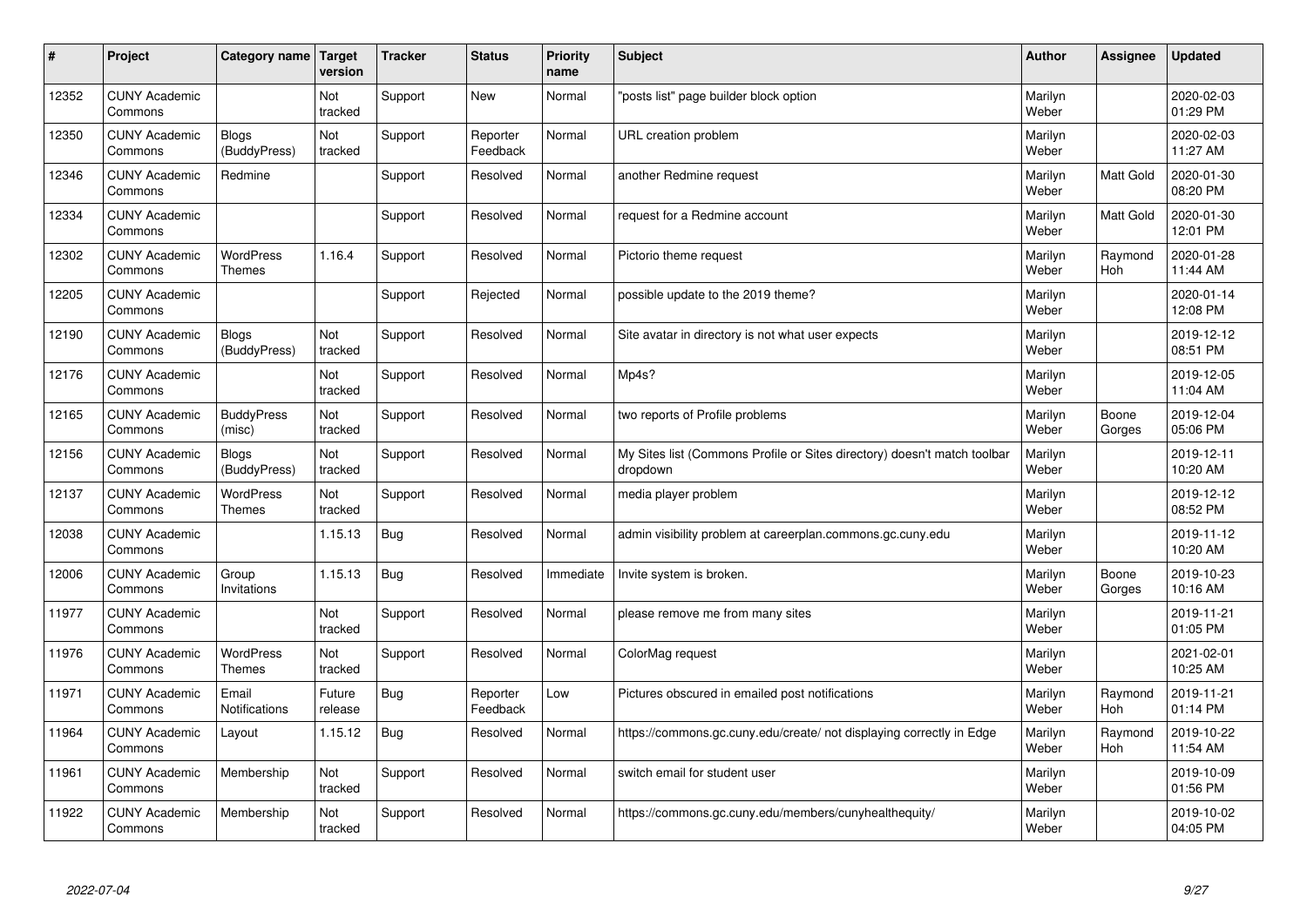| # | Project | Category name | Target version | Tracker | Status | Priority name | Subject | Author | Assignee | Updated |
|---|---|---|---|---|---|---|---|---|---|---|
| 12352 | CUNY Academic Commons | | Not tracked | Support | New | Normal | "posts list" page builder block option | Marilyn Weber | | 2020-02-03 01:29 PM |
| 12350 | CUNY Academic Commons | Blogs (BuddyPress) | Not tracked | Support | Reporter Feedback | Normal | URL creation problem | Marilyn Weber | | 2020-02-03 11:27 AM |
| 12346 | CUNY Academic Commons | Redmine | | Support | Resolved | Normal | another Redmine request | Marilyn Weber | Matt Gold | 2020-01-30 08:20 PM |
| 12334 | CUNY Academic Commons | | | Support | Resolved | Normal | request for a Redmine account | Marilyn Weber | Matt Gold | 2020-01-30 12:01 PM |
| 12302 | CUNY Academic Commons | WordPress Themes | 1.16.4 | Support | Resolved | Normal | Pictorio theme request | Marilyn Weber | Raymond Hoh | 2020-01-28 11:44 AM |
| 12205 | CUNY Academic Commons | | | Support | Rejected | Normal | possible update to the 2019 theme? | Marilyn Weber | | 2020-01-14 12:08 PM |
| 12190 | CUNY Academic Commons | Blogs (BuddyPress) | Not tracked | Support | Resolved | Normal | Site avatar in directory is not what user expects | Marilyn Weber | | 2019-12-12 08:51 PM |
| 12176 | CUNY Academic Commons | | Not tracked | Support | Resolved | Normal | Mp4s? | Marilyn Weber | | 2019-12-05 11:04 AM |
| 12165 | CUNY Academic Commons | BuddyPress (misc) | Not tracked | Support | Resolved | Normal | two reports of Profile problems | Marilyn Weber | Boone Gorges | 2019-12-04 05:06 PM |
| 12156 | CUNY Academic Commons | Blogs (BuddyPress) | Not tracked | Support | Resolved | Normal | My Sites list (Commons Profile or Sites directory) doesn't match toolbar dropdown | Marilyn Weber | | 2019-12-11 10:20 AM |
| 12137 | CUNY Academic Commons | WordPress Themes | Not tracked | Support | Resolved | Normal | media player problem | Marilyn Weber | | 2019-12-12 08:52 PM |
| 12038 | CUNY Academic Commons | | 1.15.13 | Bug | Resolved | Normal | admin visibility problem at careerplan.commons.gc.cuny.edu | Marilyn Weber | | 2019-11-12 10:20 AM |
| 12006 | CUNY Academic Commons | Group Invitations | 1.15.13 | Bug | Resolved | Immediate | Invite system is broken. | Marilyn Weber | Boone Gorges | 2019-10-23 10:16 AM |
| 11977 | CUNY Academic Commons | | Not tracked | Support | Resolved | Normal | please remove me from many sites | Marilyn Weber | | 2019-11-21 01:05 PM |
| 11976 | CUNY Academic Commons | WordPress Themes | Not tracked | Support | Resolved | Normal | ColorMag request | Marilyn Weber | | 2021-02-01 10:25 AM |
| 11971 | CUNY Academic Commons | Email Notifications | Future release | Bug | Reporter Feedback | Low | Pictures obscured in emailed post notifications | Marilyn Weber | Raymond Hoh | 2019-11-21 01:14 PM |
| 11964 | CUNY Academic Commons | Layout | 1.15.12 | Bug | Resolved | Normal | https://commons.gc.cuny.edu/create/ not displaying correctly in Edge | Marilyn Weber | Raymond Hoh | 2019-10-22 11:54 AM |
| 11961 | CUNY Academic Commons | Membership | Not tracked | Support | Resolved | Normal | switch email for student user | Marilyn Weber | | 2019-10-09 01:56 PM |
| 11922 | CUNY Academic Commons | Membership | Not tracked | Support | Resolved | Normal | https://commons.gc.cuny.edu/members/cunyhealthequity/ | Marilyn Weber | | 2019-10-02 04:05 PM |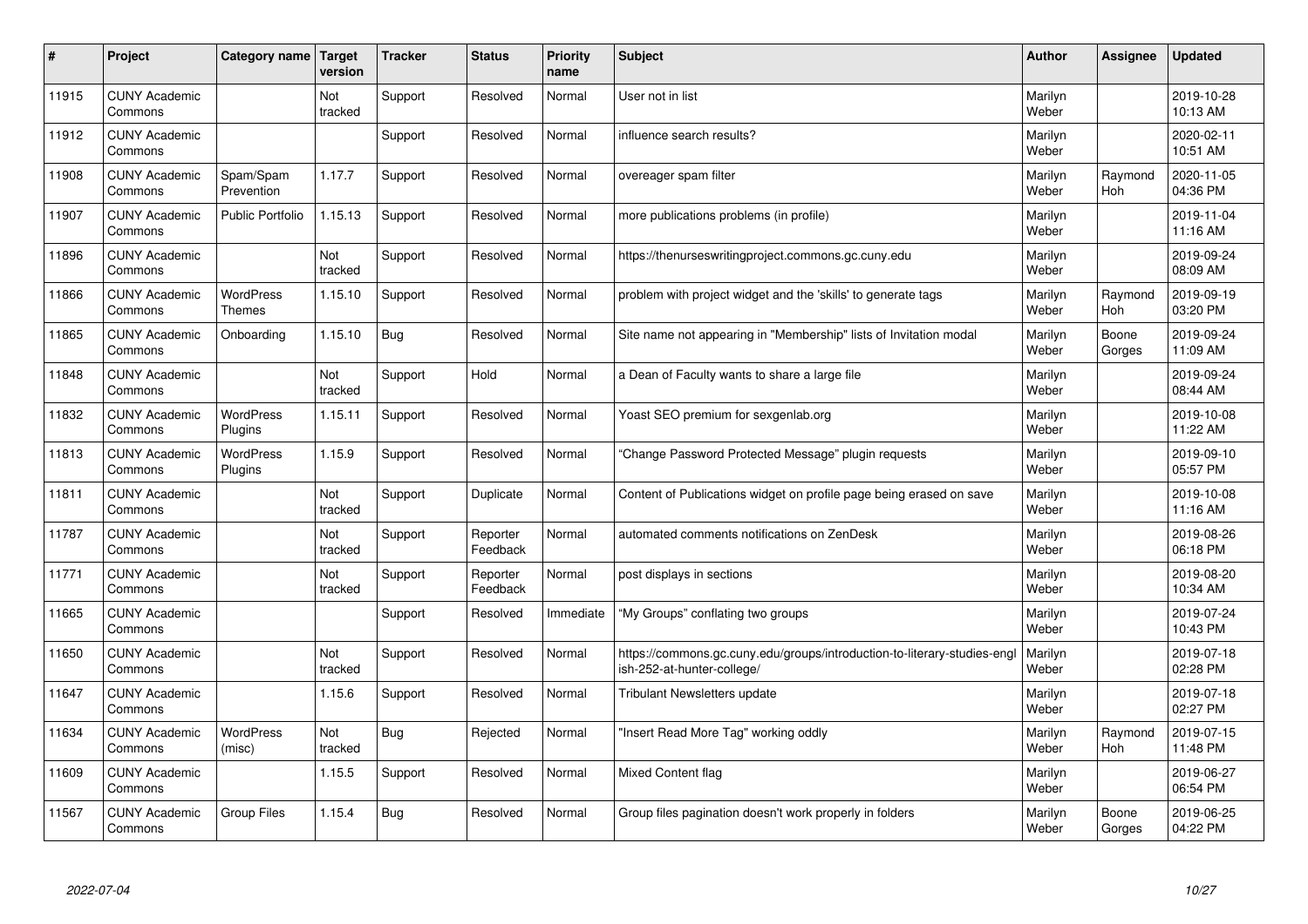| # | Project | Category name | Target version | Tracker | Status | Priority name | Subject | Author | Assignee | Updated |
|---|---|---|---|---|---|---|---|---|---|---|
| 11915 | CUNY Academic Commons | | Not tracked | Support | Resolved | Normal | User not in list | Marilyn Weber | | 2019-10-28 10:13 AM |
| 11912 | CUNY Academic Commons | | | Support | Resolved | Normal | influence search results? | Marilyn Weber | | 2020-02-11 10:51 AM |
| 11908 | CUNY Academic Commons | Spam/Spam Prevention | 1.17.7 | Support | Resolved | Normal | overeager spam filter | Marilyn Weber | Raymond Hoh | 2020-11-05 04:36 PM |
| 11907 | CUNY Academic Commons | Public Portfolio | 1.15.13 | Support | Resolved | Normal | more publications problems (in profile) | Marilyn Weber | | 2019-11-04 11:16 AM |
| 11896 | CUNY Academic Commons | | Not tracked | Support | Resolved | Normal | https://thenurseswritingproject.commons.gc.cuny.edu | Marilyn Weber | | 2019-09-24 08:09 AM |
| 11866 | CUNY Academic Commons | WordPress Themes | 1.15.10 | Support | Resolved | Normal | problem with project widget and the 'skills' to generate tags | Marilyn Weber | Raymond Hoh | 2019-09-19 03:20 PM |
| 11865 | CUNY Academic Commons | Onboarding | 1.15.10 | Bug | Resolved | Normal | Site name not appearing in "Membership" lists of Invitation modal | Marilyn Weber | Boone Gorges | 2019-09-24 11:09 AM |
| 11848 | CUNY Academic Commons | | Not tracked | Support | Hold | Normal | a Dean of Faculty wants to share a large file | Marilyn Weber | | 2019-09-24 08:44 AM |
| 11832 | CUNY Academic Commons | WordPress Plugins | 1.15.11 | Support | Resolved | Normal | Yoast SEO premium for sexgenlab.org | Marilyn Weber | | 2019-10-08 11:22 AM |
| 11813 | CUNY Academic Commons | WordPress Plugins | 1.15.9 | Support | Resolved | Normal | "Change Password Protected Message" plugin requests | Marilyn Weber | | 2019-09-10 05:57 PM |
| 11811 | CUNY Academic Commons | | Not tracked | Support | Duplicate | Normal | Content of Publications widget on profile page being erased on save | Marilyn Weber | | 2019-10-08 11:16 AM |
| 11787 | CUNY Academic Commons | | Not tracked | Support | Reporter Feedback | Normal | automated comments notifications on ZenDesk | Marilyn Weber | | 2019-08-26 06:18 PM |
| 11771 | CUNY Academic Commons | | Not tracked | Support | Reporter Feedback | Normal | post displays in sections | Marilyn Weber | | 2019-08-20 10:34 AM |
| 11665 | CUNY Academic Commons | | | Support | Resolved | Immediate | "My Groups" conflating two groups | Marilyn Weber | | 2019-07-24 10:43 PM |
| 11650 | CUNY Academic Commons | | Not tracked | Support | Resolved | Normal | https://commons.gc.cuny.edu/groups/introduction-to-literary-studies-english-252-at-hunter-college/ | Marilyn Weber | | 2019-07-18 02:28 PM |
| 11647 | CUNY Academic Commons | | 1.15.6 | Support | Resolved | Normal | Tribulant Newsletters update | Marilyn Weber | | 2019-07-18 02:27 PM |
| 11634 | CUNY Academic Commons | WordPress (misc) | Not tracked | Bug | Rejected | Normal | "Insert Read More Tag" working oddly | Marilyn Weber | Raymond Hoh | 2019-07-15 11:48 PM |
| 11609 | CUNY Academic Commons | | 1.15.5 | Support | Resolved | Normal | Mixed Content flag | Marilyn Weber | | 2019-06-27 06:54 PM |
| 11567 | CUNY Academic Commons | Group Files | 1.15.4 | Bug | Resolved | Normal | Group files pagination doesn't work properly in folders | Marilyn Weber | Boone Gorges | 2019-06-25 04:22 PM |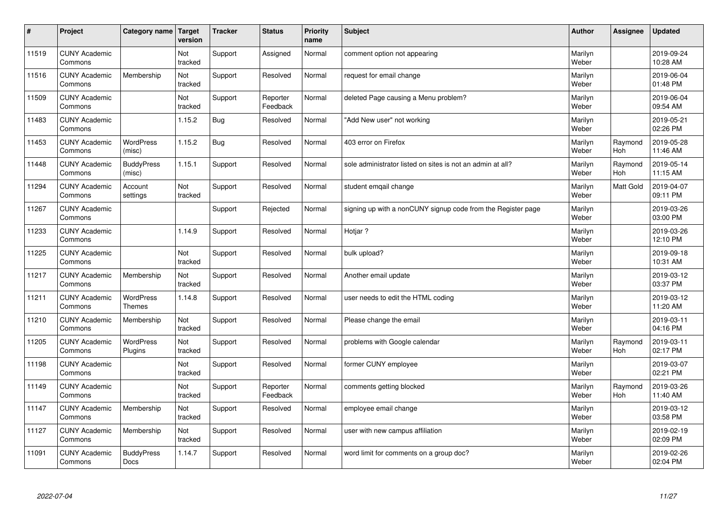| # | Project | Category name | Target version | Tracker | Status | Priority name | Subject | Author | Assignee | Updated |
|---|---|---|---|---|---|---|---|---|---|---|
| 11519 | CUNY Academic Commons | | Not tracked | Support | Assigned | Normal | comment option not appearing | Marilyn Weber | | 2019-09-24 10:28 AM |
| 11516 | CUNY Academic Commons | Membership | Not tracked | Support | Resolved | Normal | request for email change | Marilyn Weber | | 2019-06-04 01:48 PM |
| 11509 | CUNY Academic Commons | | Not tracked | Support | Reporter Feedback | Normal | deleted Page causing a Menu problem? | Marilyn Weber | | 2019-06-04 09:54 AM |
| 11483 | CUNY Academic Commons | | 1.15.2 | Bug | Resolved | Normal | "Add New user" not working | Marilyn Weber | | 2019-05-21 02:26 PM |
| 11453 | CUNY Academic Commons | WordPress (misc) | 1.15.2 | Bug | Resolved | Normal | 403 error on Firefox | Marilyn Weber | Raymond Hoh | 2019-05-28 11:46 AM |
| 11448 | CUNY Academic Commons | BuddyPress (misc) | 1.15.1 | Support | Resolved | Normal | sole administrator listed on sites is not an admin at all? | Marilyn Weber | Raymond Hoh | 2019-05-14 11:15 AM |
| 11294 | CUNY Academic Commons | Account settings | Not tracked | Support | Resolved | Normal | student emqail change | Marilyn Weber | Matt Gold | 2019-04-07 09:11 PM |
| 11267 | CUNY Academic Commons | | | Support | Rejected | Normal | signing up with a nonCUNY signup code from the Register page | Marilyn Weber | | 2019-03-26 03:00 PM |
| 11233 | CUNY Academic Commons | | 1.14.9 | Support | Resolved | Normal | Hotjar ? | Marilyn Weber | | 2019-03-26 12:10 PM |
| 11225 | CUNY Academic Commons | | Not tracked | Support | Resolved | Normal | bulk upload? | Marilyn Weber | | 2019-09-18 10:31 AM |
| 11217 | CUNY Academic Commons | Membership | Not tracked | Support | Resolved | Normal | Another email update | Marilyn Weber | | 2019-03-12 03:37 PM |
| 11211 | CUNY Academic Commons | WordPress Themes | 1.14.8 | Support | Resolved | Normal | user needs to edit the HTML coding | Marilyn Weber | | 2019-03-12 11:20 AM |
| 11210 | CUNY Academic Commons | Membership | Not tracked | Support | Resolved | Normal | Please change the email | Marilyn Weber | | 2019-03-11 04:16 PM |
| 11205 | CUNY Academic Commons | WordPress Plugins | Not tracked | Support | Resolved | Normal | problems with Google calendar | Marilyn Weber | Raymond Hoh | 2019-03-11 02:17 PM |
| 11198 | CUNY Academic Commons | | Not tracked | Support | Resolved | Normal | former CUNY employee | Marilyn Weber | | 2019-03-07 02:21 PM |
| 11149 | CUNY Academic Commons | | Not tracked | Support | Reporter Feedback | Normal | comments getting blocked | Marilyn Weber | Raymond Hoh | 2019-03-26 11:40 AM |
| 11147 | CUNY Academic Commons | Membership | Not tracked | Support | Resolved | Normal | employee email change | Marilyn Weber | | 2019-03-12 03:58 PM |
| 11127 | CUNY Academic Commons | Membership | Not tracked | Support | Resolved | Normal | user with new campus affiliation | Marilyn Weber | | 2019-02-19 02:09 PM |
| 11091 | CUNY Academic Commons | BuddyPress Docs | 1.14.7 | Support | Resolved | Normal | word limit for comments on a group doc? | Marilyn Weber | | 2019-02-26 02:04 PM |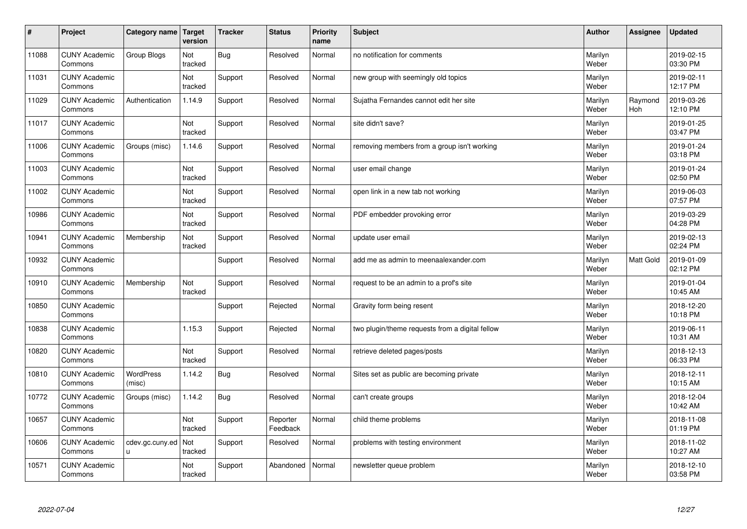| # | Project | Category name | Target version | Tracker | Status | Priority name | Subject | Author | Assignee | Updated |
|---|---|---|---|---|---|---|---|---|---|---|
| 11088 | CUNY Academic Commons | Group Blogs | Not tracked | Bug | Resolved | Normal | no notification for comments | Marilyn Weber | | 2019-02-15 03:30 PM |
| 11031 | CUNY Academic Commons | | Not tracked | Support | Resolved | Normal | new group with seemingly old topics | Marilyn Weber | | 2019-02-11 12:17 PM |
| 11029 | CUNY Academic Commons | Authentication | 1.14.9 | Support | Resolved | Normal | Sujatha Fernandes cannot edit her site | Marilyn Weber | Raymond Hoh | 2019-03-26 12:10 PM |
| 11017 | CUNY Academic Commons | | Not tracked | Support | Resolved | Normal | site didn't save? | Marilyn Weber | | 2019-01-25 03:47 PM |
| 11006 | CUNY Academic Commons | Groups (misc) | 1.14.6 | Support | Resolved | Normal | removing members from a group isn't working | Marilyn Weber | | 2019-01-24 03:18 PM |
| 11003 | CUNY Academic Commons | | Not tracked | Support | Resolved | Normal | user email change | Marilyn Weber | | 2019-01-24 02:50 PM |
| 11002 | CUNY Academic Commons | | Not tracked | Support | Resolved | Normal | open link in a new tab not working | Marilyn Weber | | 2019-06-03 07:57 PM |
| 10986 | CUNY Academic Commons | | Not tracked | Support | Resolved | Normal | PDF embedder provoking error | Marilyn Weber | | 2019-03-29 04:28 PM |
| 10941 | CUNY Academic Commons | Membership | Not tracked | Support | Resolved | Normal | update user email | Marilyn Weber | | 2019-02-13 02:24 PM |
| 10932 | CUNY Academic Commons | | | Support | Resolved | Normal | add me as admin to meenaalexander.com | Marilyn Weber | Matt Gold | 2019-01-09 02:12 PM |
| 10910 | CUNY Academic Commons | Membership | Not tracked | Support | Resolved | Normal | request to be an admin to a prof's site | Marilyn Weber | | 2019-01-04 10:45 AM |
| 10850 | CUNY Academic Commons | | | Support | Rejected | Normal | Gravity form being resent | Marilyn Weber | | 2018-12-20 10:18 PM |
| 10838 | CUNY Academic Commons | | 1.15.3 | Support | Rejected | Normal | two plugin/theme requests from a digital fellow | Marilyn Weber | | 2019-06-11 10:31 AM |
| 10820 | CUNY Academic Commons | | Not tracked | Support | Resolved | Normal | retrieve deleted pages/posts | Marilyn Weber | | 2018-12-13 06:33 PM |
| 10810 | CUNY Academic Commons | WordPress (misc) | 1.14.2 | Bug | Resolved | Normal | Sites set as public are becoming private | Marilyn Weber | | 2018-12-11 10:15 AM |
| 10772 | CUNY Academic Commons | Groups (misc) | 1.14.2 | Bug | Resolved | Normal | can't create groups | Marilyn Weber | | 2018-12-04 10:42 AM |
| 10657 | CUNY Academic Commons | | Not tracked | Support | Reporter Feedback | Normal | child theme problems | Marilyn Weber | | 2018-11-08 01:19 PM |
| 10606 | CUNY Academic Commons | cdev.gc.cuny.edu | Not tracked | Support | Resolved | Normal | problems with testing environment | Marilyn Weber | | 2018-11-02 10:27 AM |
| 10571 | CUNY Academic Commons | | Not tracked | Support | Abandoned | Normal | newsletter queue problem | Marilyn Weber | | 2018-12-10 03:58 PM |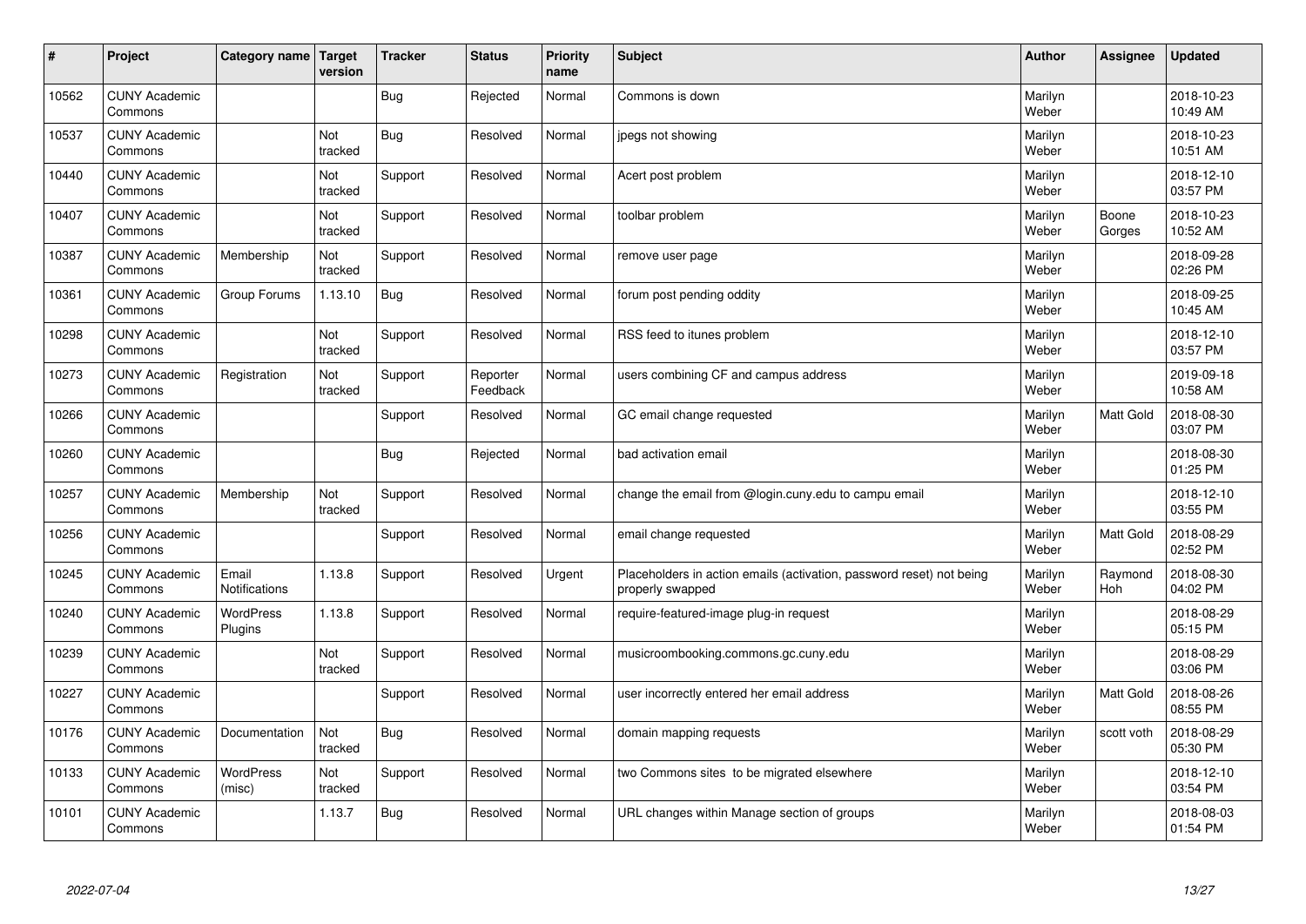| # | Project | Category name | Target version | Tracker | Status | Priority name | Subject | Author | Assignee | Updated |
|---|---|---|---|---|---|---|---|---|---|---|
| 10562 | CUNY Academic Commons | | | Bug | Rejected | Normal | Commons is down | Marilyn Weber | | 2018-10-23 10:49 AM |
| 10537 | CUNY Academic Commons | | Not tracked | Bug | Resolved | Normal | jpegs not showing | Marilyn Weber | | 2018-10-23 10:51 AM |
| 10440 | CUNY Academic Commons | | Not tracked | Support | Resolved | Normal | Acert post problem | Marilyn Weber | | 2018-12-10 03:57 PM |
| 10407 | CUNY Academic Commons | | Not tracked | Support | Resolved | Normal | toolbar problem | Marilyn Weber | Boone Gorges | 2018-10-23 10:52 AM |
| 10387 | CUNY Academic Commons | Membership | Not tracked | Support | Resolved | Normal | remove user page | Marilyn Weber | | 2018-09-28 02:26 PM |
| 10361 | CUNY Academic Commons | Group Forums | 1.13.10 | Bug | Resolved | Normal | forum post pending oddity | Marilyn Weber | | 2018-09-25 10:45 AM |
| 10298 | CUNY Academic Commons | | Not tracked | Support | Resolved | Normal | RSS feed to itunes problem | Marilyn Weber | | 2018-12-10 03:57 PM |
| 10273 | CUNY Academic Commons | Registration | Not tracked | Support | Reporter Feedback | Normal | users combining CF and campus address | Marilyn Weber | | 2019-09-18 10:58 AM |
| 10266 | CUNY Academic Commons | | | Support | Resolved | Normal | GC email change requested | Marilyn Weber | Matt Gold | 2018-08-30 03:07 PM |
| 10260 | CUNY Academic Commons | | | Bug | Rejected | Normal | bad activation email | Marilyn Weber | | 2018-08-30 01:25 PM |
| 10257 | CUNY Academic Commons | Membership | Not tracked | Support | Resolved | Normal | change the email from @login.cuny.edu to campu email | Marilyn Weber | | 2018-12-10 03:55 PM |
| 10256 | CUNY Academic Commons | | | Support | Resolved | Normal | email change requested | Marilyn Weber | Matt Gold | 2018-08-29 02:52 PM |
| 10245 | CUNY Academic Commons | Email Notifications | 1.13.8 | Support | Resolved | Urgent | Placeholders in action emails (activation, password reset) not being properly swapped | Marilyn Weber | Raymond Hoh | 2018-08-30 04:02 PM |
| 10240 | CUNY Academic Commons | WordPress Plugins | 1.13.8 | Support | Resolved | Normal | require-featured-image plug-in request | Marilyn Weber | | 2018-08-29 05:15 PM |
| 10239 | CUNY Academic Commons | | Not tracked | Support | Resolved | Normal | musicroombooking.commons.gc.cuny.edu | Marilyn Weber | | 2018-08-29 03:06 PM |
| 10227 | CUNY Academic Commons | | | Support | Resolved | Normal | user incorrectly entered her email address | Marilyn Weber | Matt Gold | 2018-08-26 08:55 PM |
| 10176 | CUNY Academic Commons | Documentation | Not tracked | Bug | Resolved | Normal | domain mapping requests | Marilyn Weber | scott voth | 2018-08-29 05:30 PM |
| 10133 | CUNY Academic Commons | WordPress (misc) | Not tracked | Support | Resolved | Normal | two Commons sites to be migrated elsewhere | Marilyn Weber | | 2018-12-10 03:54 PM |
| 10101 | CUNY Academic Commons | | 1.13.7 | Bug | Resolved | Normal | URL changes within Manage section of groups | Marilyn Weber | | 2018-08-03 01:54 PM |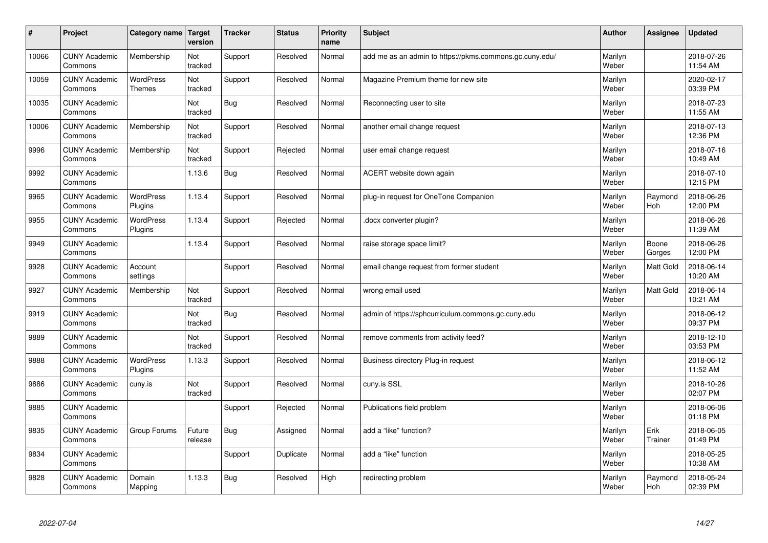| # | Project | Category name | Target version | Tracker | Status | Priority name | Subject | Author | Assignee | Updated |
|---|---|---|---|---|---|---|---|---|---|---|
| 10066 | CUNY Academic Commons | Membership | Not tracked | Support | Resolved | Normal | add me as an admin to https://pkms.commons.gc.cuny.edu/ | Marilyn Weber | | 2018-07-26 11:54 AM |
| 10059 | CUNY Academic Commons | WordPress Themes | Not tracked | Support | Resolved | Normal | Magazine Premium theme for new site | Marilyn Weber | | 2020-02-17 03:39 PM |
| 10035 | CUNY Academic Commons | | Not tracked | Bug | Resolved | Normal | Reconnecting user to site | Marilyn Weber | | 2018-07-23 11:55 AM |
| 10006 | CUNY Academic Commons | Membership | Not tracked | Support | Resolved | Normal | another email change request | Marilyn Weber | | 2018-07-13 12:36 PM |
| 9996 | CUNY Academic Commons | Membership | Not tracked | Support | Rejected | Normal | user email change request | Marilyn Weber | | 2018-07-16 10:49 AM |
| 9992 | CUNY Academic Commons | | 1.13.6 | Bug | Resolved | Normal | ACERT website down again | Marilyn Weber | | 2018-07-10 12:15 PM |
| 9965 | CUNY Academic Commons | WordPress Plugins | 1.13.4 | Support | Resolved | Normal | plug-in request for OneTone Companion | Marilyn Weber | Raymond Hoh | 2018-06-26 12:00 PM |
| 9955 | CUNY Academic Commons | WordPress Plugins | 1.13.4 | Support | Rejected | Normal | .docx converter plugin? | Marilyn Weber | | 2018-06-26 11:39 AM |
| 9949 | CUNY Academic Commons | | 1.13.4 | Support | Resolved | Normal | raise storage space limit? | Marilyn Weber | Boone Gorges | 2018-06-26 12:00 PM |
| 9928 | CUNY Academic Commons | Account settings | | Support | Resolved | Normal | email change request from former student | Marilyn Weber | Matt Gold | 2018-06-14 10:20 AM |
| 9927 | CUNY Academic Commons | Membership | Not tracked | Support | Resolved | Normal | wrong email used | Marilyn Weber | Matt Gold | 2018-06-14 10:21 AM |
| 9919 | CUNY Academic Commons | | Not tracked | Bug | Resolved | Normal | admin of https://sphcurriculum.commons.gc.cuny.edu | Marilyn Weber | | 2018-06-12 09:37 PM |
| 9889 | CUNY Academic Commons | | Not tracked | Support | Resolved | Normal | remove comments from activity feed? | Marilyn Weber | | 2018-12-10 03:53 PM |
| 9888 | CUNY Academic Commons | WordPress Plugins | 1.13.3 | Support | Resolved | Normal | Business directory Plug-in request | Marilyn Weber | | 2018-06-12 11:52 AM |
| 9886 | CUNY Academic Commons | cuny.is | Not tracked | Support | Resolved | Normal | cuny.is SSL | Marilyn Weber | | 2018-10-26 02:07 PM |
| 9885 | CUNY Academic Commons | | | Support | Rejected | Normal | Publications field problem | Marilyn Weber | | 2018-06-06 01:18 PM |
| 9835 | CUNY Academic Commons | Group Forums | Future release | Bug | Assigned | Normal | add a "like" function? | Marilyn Weber | Erik Trainer | 2018-06-05 01:49 PM |
| 9834 | CUNY Academic Commons | | | Support | Duplicate | Normal | add a "like" function | Marilyn Weber | | 2018-05-25 10:38 AM |
| 9828 | CUNY Academic Commons | Domain Mapping | 1.13.3 | Bug | Resolved | High | redirecting problem | Marilyn Weber | Raymond Hoh | 2018-05-24 02:39 PM |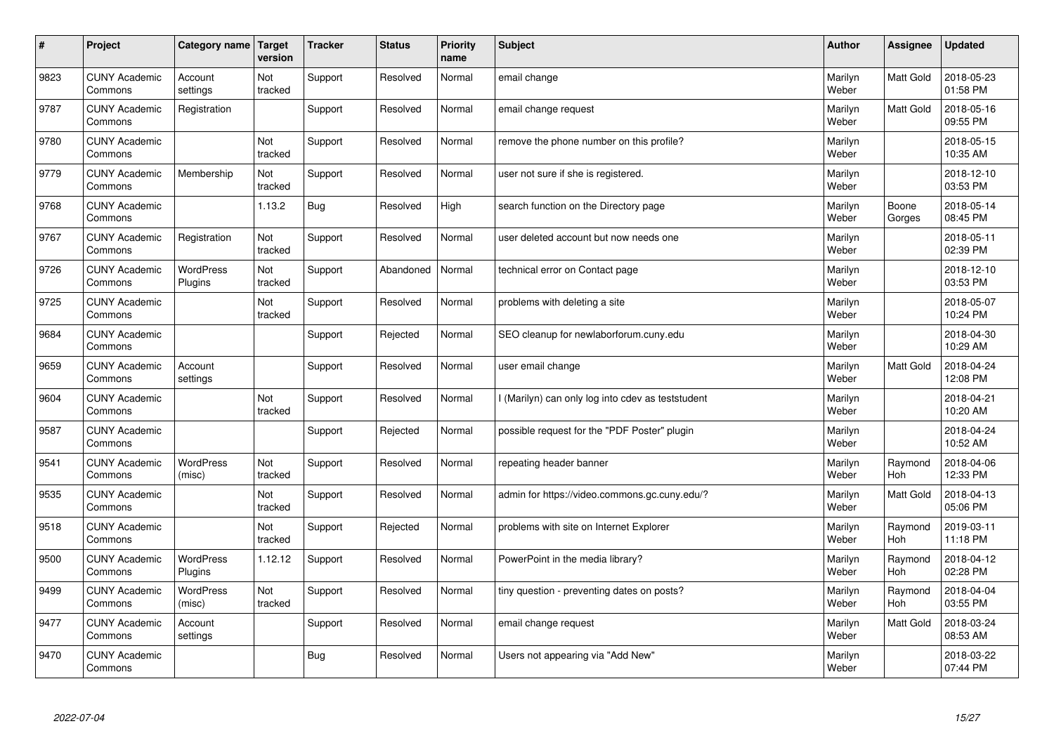| # | Project | Category name | Target version | Tracker | Status | Priority name | Subject | Author | Assignee | Updated |
|---|---|---|---|---|---|---|---|---|---|---|
| 9823 | CUNY Academic Commons | Account settings | Not tracked | Support | Resolved | Normal | email change | Marilyn Weber | Matt Gold | 2018-05-23 01:58 PM |
| 9787 | CUNY Academic Commons | Registration | | Support | Resolved | Normal | email change request | Marilyn Weber | Matt Gold | 2018-05-16 09:55 PM |
| 9780 | CUNY Academic Commons | | Not tracked | Support | Resolved | Normal | remove the phone number on this profile? | Marilyn Weber | | 2018-05-15 10:35 AM |
| 9779 | CUNY Academic Commons | Membership | Not tracked | Support | Resolved | Normal | user not sure if she is registered. | Marilyn Weber | | 2018-12-10 03:53 PM |
| 9768 | CUNY Academic Commons | | 1.13.2 | Bug | Resolved | High | search function on the Directory page | Marilyn Weber | Boone Gorges | 2018-05-14 08:45 PM |
| 9767 | CUNY Academic Commons | Registration | Not tracked | Support | Resolved | Normal | user deleted account but now needs one | Marilyn Weber | | 2018-05-11 02:39 PM |
| 9726 | CUNY Academic Commons | WordPress Plugins | Not tracked | Support | Abandoned | Normal | technical error on Contact page | Marilyn Weber | | 2018-12-10 03:53 PM |
| 9725 | CUNY Academic Commons | | Not tracked | Support | Resolved | Normal | problems with deleting a site | Marilyn Weber | | 2018-05-07 10:24 PM |
| 9684 | CUNY Academic Commons | | | Support | Rejected | Normal | SEO cleanup for newlaborforum.cuny.edu | Marilyn Weber | | 2018-04-30 10:29 AM |
| 9659 | CUNY Academic Commons | Account settings | | Support | Resolved | Normal | user email change | Marilyn Weber | Matt Gold | 2018-04-24 12:08 PM |
| 9604 | CUNY Academic Commons | | Not tracked | Support | Resolved | Normal | I (Marilyn) can only log into cdev as teststudent | Marilyn Weber | | 2018-04-21 10:20 AM |
| 9587 | CUNY Academic Commons | | | Support | Rejected | Normal | possible request for the "PDF Poster" plugin | Marilyn Weber | | 2018-04-24 10:52 AM |
| 9541 | CUNY Academic Commons | WordPress (misc) | Not tracked | Support | Resolved | Normal | repeating header banner | Marilyn Weber | Raymond Hoh | 2018-04-06 12:33 PM |
| 9535 | CUNY Academic Commons | | Not tracked | Support | Resolved | Normal | admin for https://video.commons.gc.cuny.edu/? | Marilyn Weber | Matt Gold | 2018-04-13 05:06 PM |
| 9518 | CUNY Academic Commons | | Not tracked | Support | Rejected | Normal | problems with site on Internet Explorer | Marilyn Weber | Raymond Hoh | 2019-03-11 11:18 PM |
| 9500 | CUNY Academic Commons | WordPress Plugins | 1.12.12 | Support | Resolved | Normal | PowerPoint in the media library? | Marilyn Weber | Raymond Hoh | 2018-04-12 02:28 PM |
| 9499 | CUNY Academic Commons | WordPress (misc) | Not tracked | Support | Resolved | Normal | tiny question - preventing dates on posts? | Marilyn Weber | Raymond Hoh | 2018-04-04 03:55 PM |
| 9477 | CUNY Academic Commons | Account settings | | Support | Resolved | Normal | email change request | Marilyn Weber | Matt Gold | 2018-03-24 08:53 AM |
| 9470 | CUNY Academic Commons | | | Bug | Resolved | Normal | Users not appearing via "Add New" | Marilyn Weber | | 2018-03-22 07:44 PM |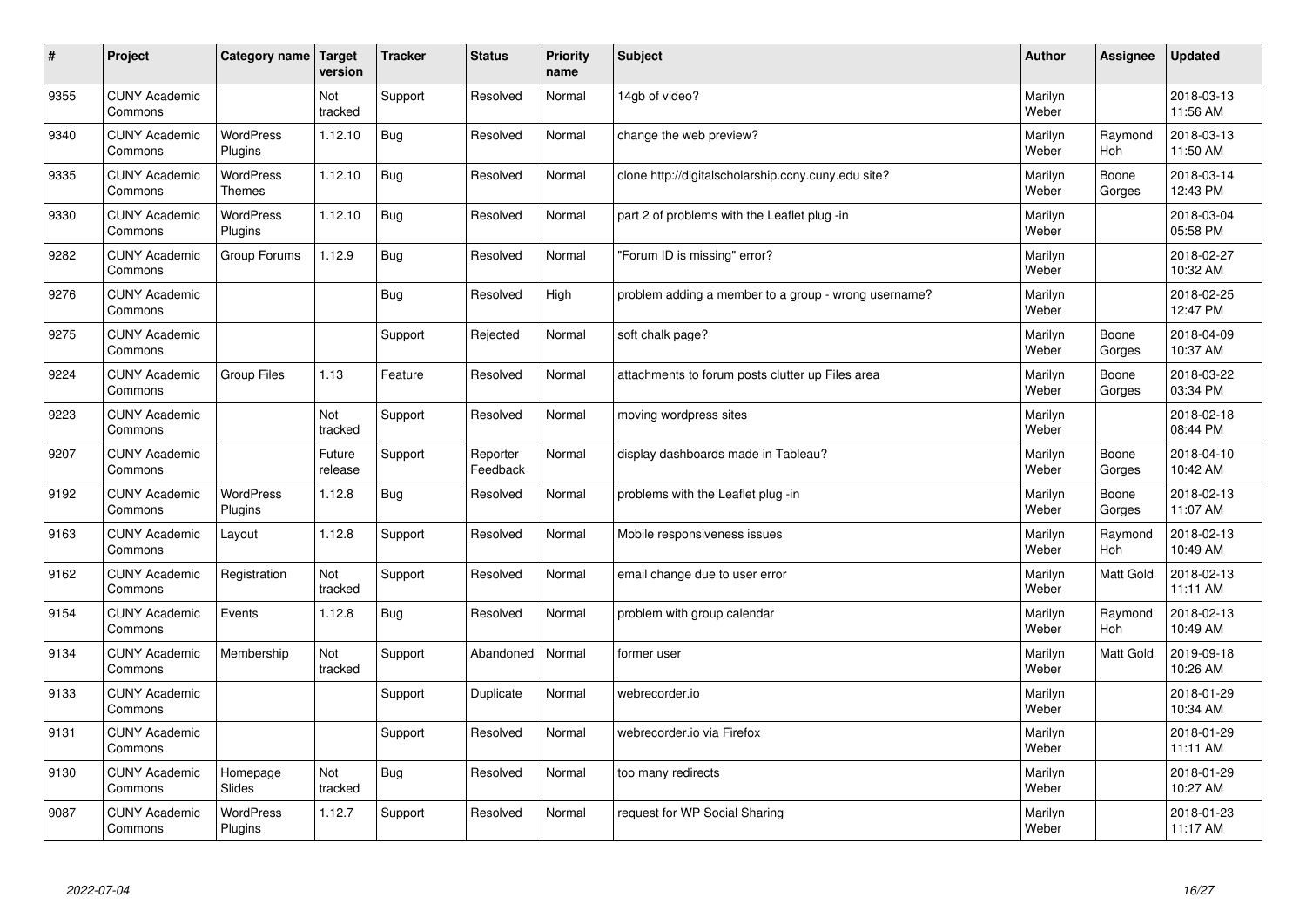| # | Project | Category name | Target version | Tracker | Status | Priority name | Subject | Author | Assignee | Updated |
|---|---|---|---|---|---|---|---|---|---|---|
| 9355 | CUNY Academic Commons | | Not tracked | Support | Resolved | Normal | 14gb of video? | Marilyn Weber | | 2018-03-13 11:56 AM |
| 9340 | CUNY Academic Commons | WordPress Plugins | 1.12.10 | Bug | Resolved | Normal | change the web preview? | Marilyn Weber | Raymond Hoh | 2018-03-13 11:50 AM |
| 9335 | CUNY Academic Commons | WordPress Themes | 1.12.10 | Bug | Resolved | Normal | clone http://digitalscholarship.ccny.cuny.edu site? | Marilyn Weber | Boone Gorges | 2018-03-14 12:43 PM |
| 9330 | CUNY Academic Commons | WordPress Plugins | 1.12.10 | Bug | Resolved | Normal | part 2 of problems with the Leaflet plug -in | Marilyn Weber | | 2018-03-04 05:58 PM |
| 9282 | CUNY Academic Commons | Group Forums | 1.12.9 | Bug | Resolved | Normal | "Forum ID is missing" error? | Marilyn Weber | | 2018-02-27 10:32 AM |
| 9276 | CUNY Academic Commons | | | Bug | Resolved | High | problem adding a member to a group - wrong username? | Marilyn Weber | | 2018-02-25 12:47 PM |
| 9275 | CUNY Academic Commons | | | Support | Rejected | Normal | soft chalk page? | Marilyn Weber | Boone Gorges | 2018-04-09 10:37 AM |
| 9224 | CUNY Academic Commons | Group Files | 1.13 | Feature | Resolved | Normal | attachments to forum posts clutter up Files area | Marilyn Weber | Boone Gorges | 2018-03-22 03:34 PM |
| 9223 | CUNY Academic Commons | | Not tracked | Support | Resolved | Normal | moving wordpress sites | Marilyn Weber | | 2018-02-18 08:44 PM |
| 9207 | CUNY Academic Commons | | Future release | Support | Reporter Feedback | Normal | display dashboards made in Tableau? | Marilyn Weber | Boone Gorges | 2018-04-10 10:42 AM |
| 9192 | CUNY Academic Commons | WordPress Plugins | 1.12.8 | Bug | Resolved | Normal | problems with the Leaflet plug -in | Marilyn Weber | Boone Gorges | 2018-02-13 11:07 AM |
| 9163 | CUNY Academic Commons | Layout | 1.12.8 | Support | Resolved | Normal | Mobile responsiveness issues | Marilyn Weber | Raymond Hoh | 2018-02-13 10:49 AM |
| 9162 | CUNY Academic Commons | Registration | Not tracked | Support | Resolved | Normal | email change due to user error | Marilyn Weber | Matt Gold | 2018-02-13 11:11 AM |
| 9154 | CUNY Academic Commons | Events | 1.12.8 | Bug | Resolved | Normal | problem with group calendar | Marilyn Weber | Raymond Hoh | 2018-02-13 10:49 AM |
| 9134 | CUNY Academic Commons | Membership | Not tracked | Support | Abandoned | Normal | former user | Marilyn Weber | Matt Gold | 2019-09-18 10:26 AM |
| 9133 | CUNY Academic Commons | | | Support | Duplicate | Normal | webrecorder.io | Marilyn Weber | | 2018-01-29 10:34 AM |
| 9131 | CUNY Academic Commons | | | Support | Resolved | Normal | webrecorder.io via Firefox | Marilyn Weber | | 2018-01-29 11:11 AM |
| 9130 | CUNY Academic Commons | Homepage Slides | Not tracked | Bug | Resolved | Normal | too many redirects | Marilyn Weber | | 2018-01-29 10:27 AM |
| 9087 | CUNY Academic Commons | WordPress Plugins | 1.12.7 | Support | Resolved | Normal | request for WP Social Sharing | Marilyn Weber | | 2018-01-23 11:17 AM |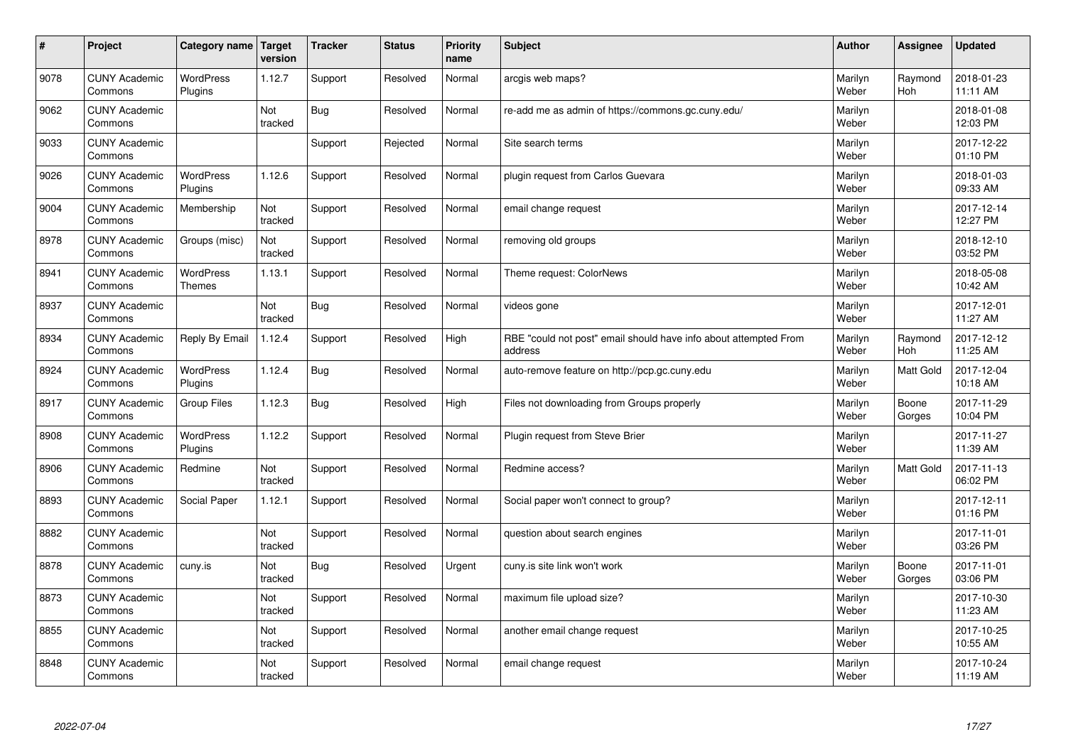| # | Project | Category name | Target version | Tracker | Status | Priority name | Subject | Author | Assignee | Updated |
|---|---|---|---|---|---|---|---|---|---|---|
| 9078 | CUNY Academic Commons | WordPress Plugins | 1.12.7 | Support | Resolved | Normal | arcgis web maps? | Marilyn Weber | Raymond Hoh | 2018-01-23 11:11 AM |
| 9062 | CUNY Academic Commons | | Not tracked | Bug | Resolved | Normal | re-add me as admin of https://commons.gc.cuny.edu/ | Marilyn Weber | | 2018-01-08 12:03 PM |
| 9033 | CUNY Academic Commons | | | Support | Rejected | Normal | Site search terms | Marilyn Weber | | 2017-12-22 01:10 PM |
| 9026 | CUNY Academic Commons | WordPress Plugins | 1.12.6 | Support | Resolved | Normal | plugin request from Carlos Guevara | Marilyn Weber | | 2018-01-03 09:33 AM |
| 9004 | CUNY Academic Commons | Membership | Not tracked | Support | Resolved | Normal | email change request | Marilyn Weber | | 2017-12-14 12:27 PM |
| 8978 | CUNY Academic Commons | Groups (misc) | Not tracked | Support | Resolved | Normal | removing old groups | Marilyn Weber | | 2018-12-10 03:52 PM |
| 8941 | CUNY Academic Commons | WordPress Themes | 1.13.1 | Support | Resolved | Normal | Theme request: ColorNews | Marilyn Weber | | 2018-05-08 10:42 AM |
| 8937 | CUNY Academic Commons | | Not tracked | Bug | Resolved | Normal | videos gone | Marilyn Weber | | 2017-12-01 11:27 AM |
| 8934 | CUNY Academic Commons | Reply By Email | 1.12.4 | Support | Resolved | High | RBE "could not post" email should have info about attempted From address | Marilyn Weber | Raymond Hoh | 2017-12-12 11:25 AM |
| 8924 | CUNY Academic Commons | WordPress Plugins | 1.12.4 | Bug | Resolved | Normal | auto-remove feature on http://pcp.gc.cuny.edu | Marilyn Weber | Matt Gold | 2017-12-04 10:18 AM |
| 8917 | CUNY Academic Commons | Group Files | 1.12.3 | Bug | Resolved | High | Files not downloading from Groups properly | Marilyn Weber | Boone Gorges | 2017-11-29 10:04 PM |
| 8908 | CUNY Academic Commons | WordPress Plugins | 1.12.2 | Support | Resolved | Normal | Plugin request from Steve Brier | Marilyn Weber | | 2017-11-27 11:39 AM |
| 8906 | CUNY Academic Commons | Redmine | Not tracked | Support | Resolved | Normal | Redmine access? | Marilyn Weber | Matt Gold | 2017-11-13 06:02 PM |
| 8893 | CUNY Academic Commons | Social Paper | 1.12.1 | Support | Resolved | Normal | Social paper won't connect to group? | Marilyn Weber | | 2017-12-11 01:16 PM |
| 8882 | CUNY Academic Commons | | Not tracked | Support | Resolved | Normal | question about search engines | Marilyn Weber | | 2017-11-01 03:26 PM |
| 8878 | CUNY Academic Commons | cuny.is | Not tracked | Bug | Resolved | Urgent | cuny.is site link won't work | Marilyn Weber | Boone Gorges | 2017-11-01 03:06 PM |
| 8873 | CUNY Academic Commons | | Not tracked | Support | Resolved | Normal | maximum file upload size? | Marilyn Weber | | 2017-10-30 11:23 AM |
| 8855 | CUNY Academic Commons | | Not tracked | Support | Resolved | Normal | another email change request | Marilyn Weber | | 2017-10-25 10:55 AM |
| 8848 | CUNY Academic Commons | | Not tracked | Support | Resolved | Normal | email change request | Marilyn Weber | | 2017-10-24 11:19 AM |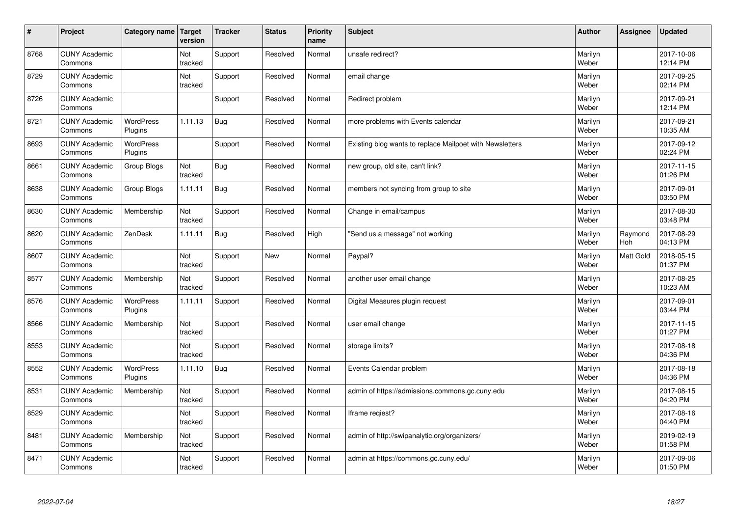| # | Project | Category name | Target version | Tracker | Status | Priority name | Subject | Author | Assignee | Updated |
|---|---|---|---|---|---|---|---|---|---|---|
| 8768 | CUNY Academic Commons | | Not tracked | Support | Resolved | Normal | unsafe redirect? | Marilyn Weber | | 2017-10-06 12:14 PM |
| 8729 | CUNY Academic Commons | | Not tracked | Support | Resolved | Normal | email change | Marilyn Weber | | 2017-09-25 02:14 PM |
| 8726 | CUNY Academic Commons | | | Support | Resolved | Normal | Redirect problem | Marilyn Weber | | 2017-09-21 12:14 PM |
| 8721 | CUNY Academic Commons | WordPress Plugins | 1.11.13 | Bug | Resolved | Normal | more problems with Events calendar | Marilyn Weber | | 2017-09-21 10:35 AM |
| 8693 | CUNY Academic Commons | WordPress Plugins | | Support | Resolved | Normal | Existing blog wants to replace Mailpoet with Newsletters | Marilyn Weber | | 2017-09-12 02:24 PM |
| 8661 | CUNY Academic Commons | Group Blogs | Not tracked | Bug | Resolved | Normal | new group, old site, can't link? | Marilyn Weber | | 2017-11-15 01:26 PM |
| 8638 | CUNY Academic Commons | Group Blogs | 1.11.11 | Bug | Resolved | Normal | members not syncing from group to site | Marilyn Weber | | 2017-09-01 03:50 PM |
| 8630 | CUNY Academic Commons | Membership | Not tracked | Support | Resolved | Normal | Change in email/campus | Marilyn Weber | | 2017-08-30 03:48 PM |
| 8620 | CUNY Academic Commons | ZenDesk | 1.11.11 | Bug | Resolved | High | "Send us a message" not working | Marilyn Weber | Raymond Hoh | 2017-08-29 04:13 PM |
| 8607 | CUNY Academic Commons | | Not tracked | Support | New | Normal | Paypal? | Marilyn Weber | Matt Gold | 2018-05-15 01:37 PM |
| 8577 | CUNY Academic Commons | Membership | Not tracked | Support | Resolved | Normal | another user email change | Marilyn Weber | | 2017-08-25 10:23 AM |
| 8576 | CUNY Academic Commons | WordPress Plugins | 1.11.11 | Support | Resolved | Normal | Digital Measures plugin request | Marilyn Weber | | 2017-09-01 03:44 PM |
| 8566 | CUNY Academic Commons | Membership | Not tracked | Support | Resolved | Normal | user email change | Marilyn Weber | | 2017-11-15 01:27 PM |
| 8553 | CUNY Academic Commons | | Not tracked | Support | Resolved | Normal | storage limits? | Marilyn Weber | | 2017-08-18 04:36 PM |
| 8552 | CUNY Academic Commons | WordPress Plugins | 1.11.10 | Bug | Resolved | Normal | Events Calendar problem | Marilyn Weber | | 2017-08-18 04:36 PM |
| 8531 | CUNY Academic Commons | Membership | Not tracked | Support | Resolved | Normal | admin of https://admissions.commons.gc.cuny.edu | Marilyn Weber | | 2017-08-15 04:20 PM |
| 8529 | CUNY Academic Commons | | Not tracked | Support | Resolved | Normal | Iframe reqiest? | Marilyn Weber | | 2017-08-16 04:40 PM |
| 8481 | CUNY Academic Commons | Membership | Not tracked | Support | Resolved | Normal | admin of http://swipanalytic.org/organizers/ | Marilyn Weber | | 2019-02-19 01:58 PM |
| 8471 | CUNY Academic Commons | | Not tracked | Support | Resolved | Normal | admin at https://commons.gc.cuny.edu/ | Marilyn Weber | | 2017-09-06 01:50 PM |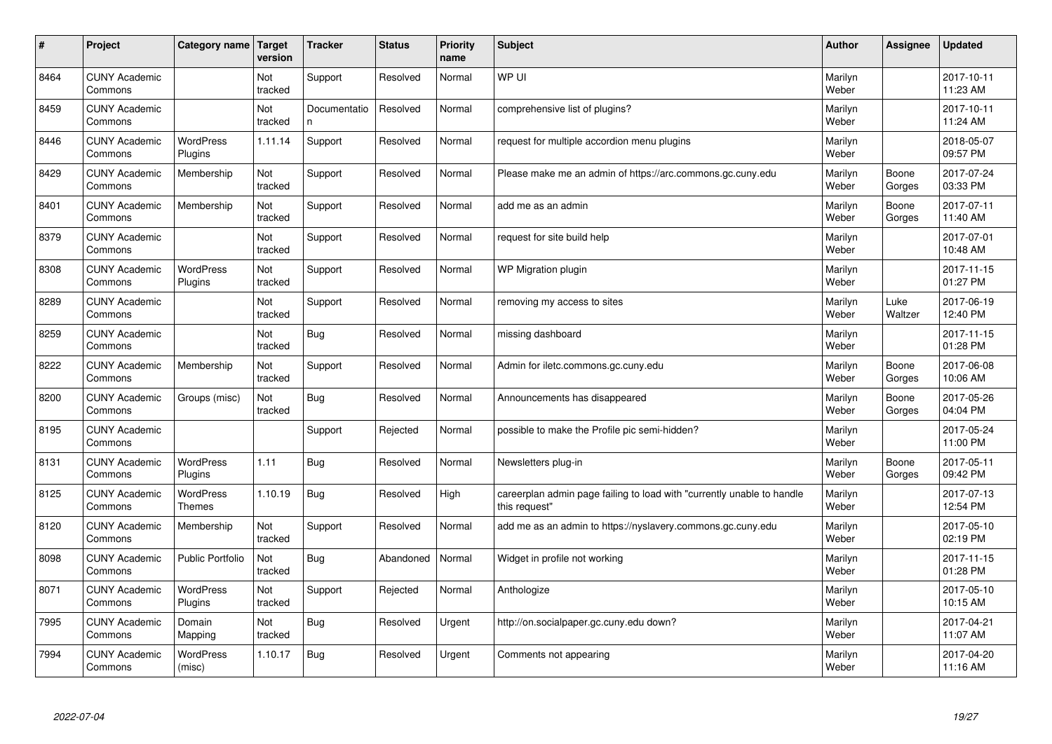| # | Project | Category name | Target version | Tracker | Status | Priority name | Subject | Author | Assignee | Updated |
|---|---|---|---|---|---|---|---|---|---|---|
| 8464 | CUNY Academic Commons | | Not tracked | Support | Resolved | Normal | WP UI | Marilyn Weber | | 2017-10-11 11:23 AM |
| 8459 | CUNY Academic Commons | | Not tracked | Documentation | Resolved | Normal | comprehensive list of plugins? | Marilyn Weber | | 2017-10-11 11:24 AM |
| 8446 | CUNY Academic Commons | WordPress Plugins | 1.11.14 | Support | Resolved | Normal | request for multiple accordion menu plugins | Marilyn Weber | | 2018-05-07 09:57 PM |
| 8429 | CUNY Academic Commons | Membership | Not tracked | Support | Resolved | Normal | Please make me an admin of https://arc.commons.gc.cuny.edu | Marilyn Weber | Boone Gorges | 2017-07-24 03:33 PM |
| 8401 | CUNY Academic Commons | Membership | Not tracked | Support | Resolved | Normal | add me as an admin | Marilyn Weber | Boone Gorges | 2017-07-11 11:40 AM |
| 8379 | CUNY Academic Commons | | Not tracked | Support | Resolved | Normal | request for site build help | Marilyn Weber | | 2017-07-01 10:48 AM |
| 8308 | CUNY Academic Commons | WordPress Plugins | Not tracked | Support | Resolved | Normal | WP Migration plugin | Marilyn Weber | | 2017-11-15 01:27 PM |
| 8289 | CUNY Academic Commons | | Not tracked | Support | Resolved | Normal | removing my access to sites | Marilyn Weber | Luke Waltzer | 2017-06-19 12:40 PM |
| 8259 | CUNY Academic Commons | | Not tracked | Bug | Resolved | Normal | missing dashboard | Marilyn Weber | | 2017-11-15 01:28 PM |
| 8222 | CUNY Academic Commons | Membership | Not tracked | Support | Resolved | Normal | Admin for iletc.commons.gc.cuny.edu | Marilyn Weber | Boone Gorges | 2017-06-08 10:06 AM |
| 8200 | CUNY Academic Commons | Groups (misc) | Not tracked | Bug | Resolved | Normal | Announcements has disappeared | Marilyn Weber | Boone Gorges | 2017-05-26 04:04 PM |
| 8195 | CUNY Academic Commons | | | Support | Rejected | Normal | possible to make the Profile pic semi-hidden? | Marilyn Weber | | 2017-05-24 11:00 PM |
| 8131 | CUNY Academic Commons | WordPress Plugins | 1.11 | Bug | Resolved | Normal | Newsletters plug-in | Marilyn Weber | Boone Gorges | 2017-05-11 09:42 PM |
| 8125 | CUNY Academic Commons | WordPress Themes | 1.10.19 | Bug | Resolved | High | careerplan admin page failing to load with "currently unable to handle this request" | Marilyn Weber | | 2017-07-13 12:54 PM |
| 8120 | CUNY Academic Commons | Membership | Not tracked | Support | Resolved | Normal | add me as an admin to https://nyslavery.commons.gc.cuny.edu | Marilyn Weber | | 2017-05-10 02:19 PM |
| 8098 | CUNY Academic Commons | Public Portfolio | Not tracked | Bug | Abandoned | Normal | Widget in profile not working | Marilyn Weber | | 2017-11-15 01:28 PM |
| 8071 | CUNY Academic Commons | WordPress Plugins | Not tracked | Support | Rejected | Normal | Anthologize | Marilyn Weber | | 2017-05-10 10:15 AM |
| 7995 | CUNY Academic Commons | Domain Mapping | Not tracked | Bug | Resolved | Urgent | http://on.socialpaper.gc.cuny.edu down? | Marilyn Weber | | 2017-04-21 11:07 AM |
| 7994 | CUNY Academic Commons | WordPress (misc) | 1.10.17 | Bug | Resolved | Urgent | Comments not appearing | Marilyn Weber | | 2017-04-20 11:16 AM |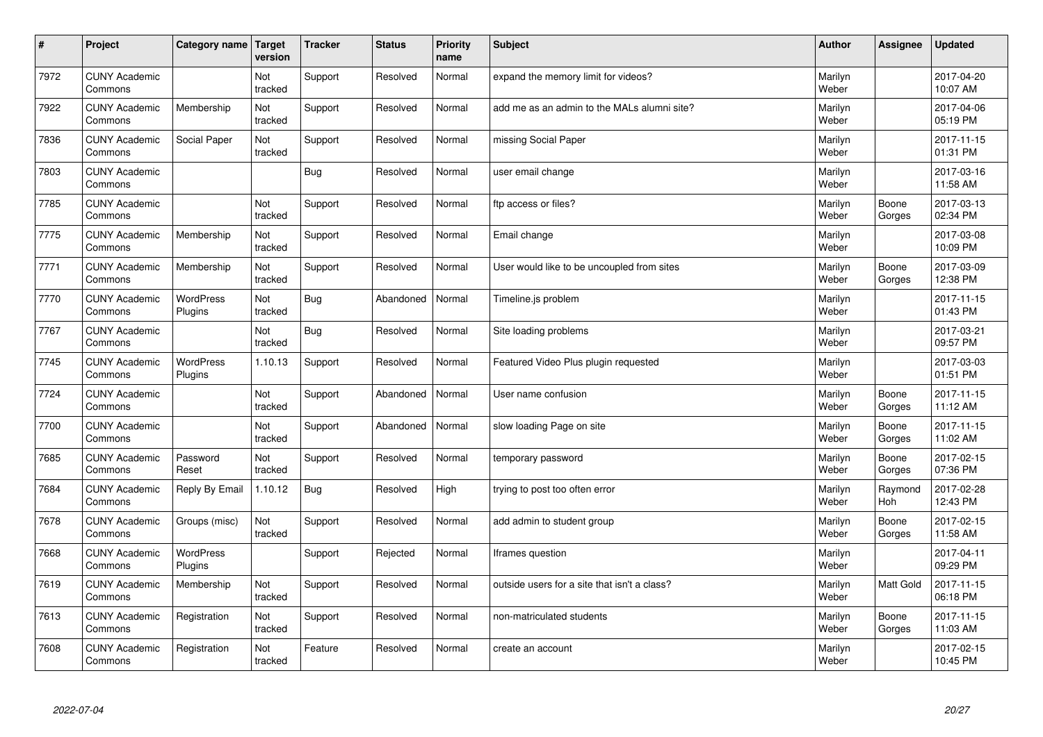| # | Project | Category name | Target version | Tracker | Status | Priority name | Subject | Author | Assignee | Updated |
|---|---|---|---|---|---|---|---|---|---|---|
| 7972 | CUNY Academic Commons | | Not tracked | Support | Resolved | Normal | expand the memory limit for videos? | Marilyn Weber | | 2017-04-20 10:07 AM |
| 7922 | CUNY Academic Commons | Membership | Not tracked | Support | Resolved | Normal | add me as an admin to the MALs alumni site? | Marilyn Weber | | 2017-04-06 05:19 PM |
| 7836 | CUNY Academic Commons | Social Paper | Not tracked | Support | Resolved | Normal | missing Social Paper | Marilyn Weber | | 2017-11-15 01:31 PM |
| 7803 | CUNY Academic Commons | | | Bug | Resolved | Normal | user email change | Marilyn Weber | | 2017-03-16 11:58 AM |
| 7785 | CUNY Academic Commons | | Not tracked | Support | Resolved | Normal | ftp access or files? | Marilyn Weber | Boone Gorges | 2017-03-13 02:34 PM |
| 7775 | CUNY Academic Commons | Membership | Not tracked | Support | Resolved | Normal | Email change | Marilyn Weber | | 2017-03-08 10:09 PM |
| 7771 | CUNY Academic Commons | Membership | Not tracked | Support | Resolved | Normal | User would like to be uncoupled from sites | Marilyn Weber | Boone Gorges | 2017-03-09 12:38 PM |
| 7770 | CUNY Academic Commons | WordPress Plugins | Not tracked | Bug | Abandoned | Normal | Timeline.js problem | Marilyn Weber | | 2017-11-15 01:43 PM |
| 7767 | CUNY Academic Commons | | Not tracked | Bug | Resolved | Normal | Site loading problems | Marilyn Weber | | 2017-03-21 09:57 PM |
| 7745 | CUNY Academic Commons | WordPress Plugins | 1.10.13 | Support | Resolved | Normal | Featured Video Plus plugin requested | Marilyn Weber | | 2017-03-03 01:51 PM |
| 7724 | CUNY Academic Commons | | Not tracked | Support | Abandoned | Normal | User name confusion | Marilyn Weber | Boone Gorges | 2017-11-15 11:12 AM |
| 7700 | CUNY Academic Commons | | Not tracked | Support | Abandoned | Normal | slow loading Page on site | Marilyn Weber | Boone Gorges | 2017-11-15 11:02 AM |
| 7685 | CUNY Academic Commons | Password Reset | Not tracked | Support | Resolved | Normal | temporary password | Marilyn Weber | Boone Gorges | 2017-02-15 07:36 PM |
| 7684 | CUNY Academic Commons | Reply By Email | 1.10.12 | Bug | Resolved | High | trying to post too often error | Marilyn Weber | Raymond Hoh | 2017-02-28 12:43 PM |
| 7678 | CUNY Academic Commons | Groups (misc) | Not tracked | Support | Resolved | Normal | add admin to student group | Marilyn Weber | Boone Gorges | 2017-02-15 11:58 AM |
| 7668 | CUNY Academic Commons | WordPress Plugins | | Support | Rejected | Normal | Iframes question | Marilyn Weber | | 2017-04-11 09:29 PM |
| 7619 | CUNY Academic Commons | Membership | Not tracked | Support | Resolved | Normal | outside users for a site that isn't a class? | Marilyn Weber | Matt Gold | 2017-11-15 06:18 PM |
| 7613 | CUNY Academic Commons | Registration | Not tracked | Support | Resolved | Normal | non-matriculated students | Marilyn Weber | Boone Gorges | 2017-11-15 11:03 AM |
| 7608 | CUNY Academic Commons | Registration | Not tracked | Feature | Resolved | Normal | create an account | Marilyn Weber | | 2017-02-15 10:45 PM |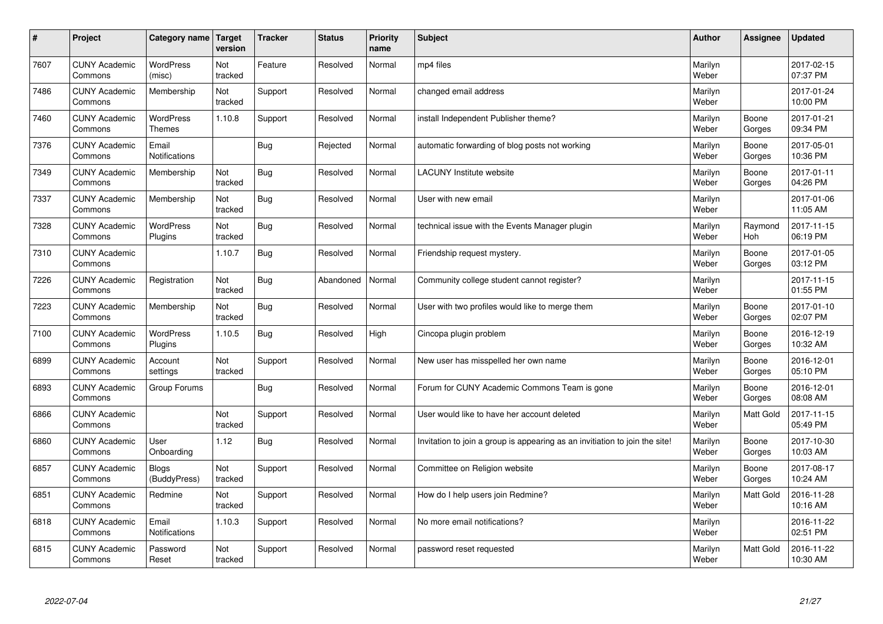| # | Project | Category name | Target version | Tracker | Status | Priority name | Subject | Author | Assignee | Updated |
|---|---|---|---|---|---|---|---|---|---|---|
| 7607 | CUNY Academic Commons | WordPress (misc) | Not tracked | Feature | Resolved | Normal | mp4 files | Marilyn Weber | | 2017-02-15 07:37 PM |
| 7486 | CUNY Academic Commons | Membership | Not tracked | Support | Resolved | Normal | changed email address | Marilyn Weber | | 2017-01-24 10:00 PM |
| 7460 | CUNY Academic Commons | WordPress Themes | 1.10.8 | Support | Resolved | Normal | install Independent Publisher theme? | Marilyn Weber | Boone Gorges | 2017-01-21 09:34 PM |
| 7376 | CUNY Academic Commons | Email Notifications | | Bug | Rejected | Normal | automatic forwarding of blog posts not working | Marilyn Weber | Boone Gorges | 2017-05-01 10:36 PM |
| 7349 | CUNY Academic Commons | Membership | Not tracked | Bug | Resolved | Normal | LACUNY Institute website | Marilyn Weber | Boone Gorges | 2017-01-11 04:26 PM |
| 7337 | CUNY Academic Commons | Membership | Not tracked | Bug | Resolved | Normal | User with new email | Marilyn Weber | | 2017-01-06 11:05 AM |
| 7328 | CUNY Academic Commons | WordPress Plugins | Not tracked | Bug | Resolved | Normal | technical issue with the Events Manager plugin | Marilyn Weber | Raymond Hoh | 2017-11-15 06:19 PM |
| 7310 | CUNY Academic Commons | | 1.10.7 | Bug | Resolved | Normal | Friendship request mystery. | Marilyn Weber | Boone Gorges | 2017-01-05 03:12 PM |
| 7226 | CUNY Academic Commons | Registration | Not tracked | Bug | Abandoned | Normal | Community college student cannot register? | Marilyn Weber | | 2017-11-15 01:55 PM |
| 7223 | CUNY Academic Commons | Membership | Not tracked | Bug | Resolved | Normal | User with two profiles would like to merge them | Marilyn Weber | Boone Gorges | 2017-01-10 02:07 PM |
| 7100 | CUNY Academic Commons | WordPress Plugins | 1.10.5 | Bug | Resolved | High | Cincopa plugin problem | Marilyn Weber | Boone Gorges | 2016-12-19 10:32 AM |
| 6899 | CUNY Academic Commons | Account settings | Not tracked | Support | Resolved | Normal | New user has misspelled her own name | Marilyn Weber | Boone Gorges | 2016-12-01 05:10 PM |
| 6893 | CUNY Academic Commons | Group Forums | | Bug | Resolved | Normal | Forum for CUNY Academic Commons Team is gone | Marilyn Weber | Boone Gorges | 2016-12-01 08:08 AM |
| 6866 | CUNY Academic Commons | | Not tracked | Support | Resolved | Normal | User would like to have her account deleted | Marilyn Weber | Matt Gold | 2017-11-15 05:49 PM |
| 6860 | CUNY Academic Commons | User Onboarding | 1.12 | Bug | Resolved | Normal | Invitation to join a group is appearing as an invitiation to join the site! | Marilyn Weber | Boone Gorges | 2017-10-30 10:03 AM |
| 6857 | CUNY Academic Commons | Blogs (BuddyPress) | Not tracked | Support | Resolved | Normal | Committee on Religion website | Marilyn Weber | Boone Gorges | 2017-08-17 10:24 AM |
| 6851 | CUNY Academic Commons | Redmine | Not tracked | Support | Resolved | Normal | How do I help users join Redmine? | Marilyn Weber | Matt Gold | 2016-11-28 10:16 AM |
| 6818 | CUNY Academic Commons | Email Notifications | 1.10.3 | Support | Resolved | Normal | No more email notifications? | Marilyn Weber | | 2016-11-22 02:51 PM |
| 6815 | CUNY Academic Commons | Password Reset | Not tracked | Support | Resolved | Normal | password reset requested | Marilyn Weber | Matt Gold | 2016-11-22 10:30 AM |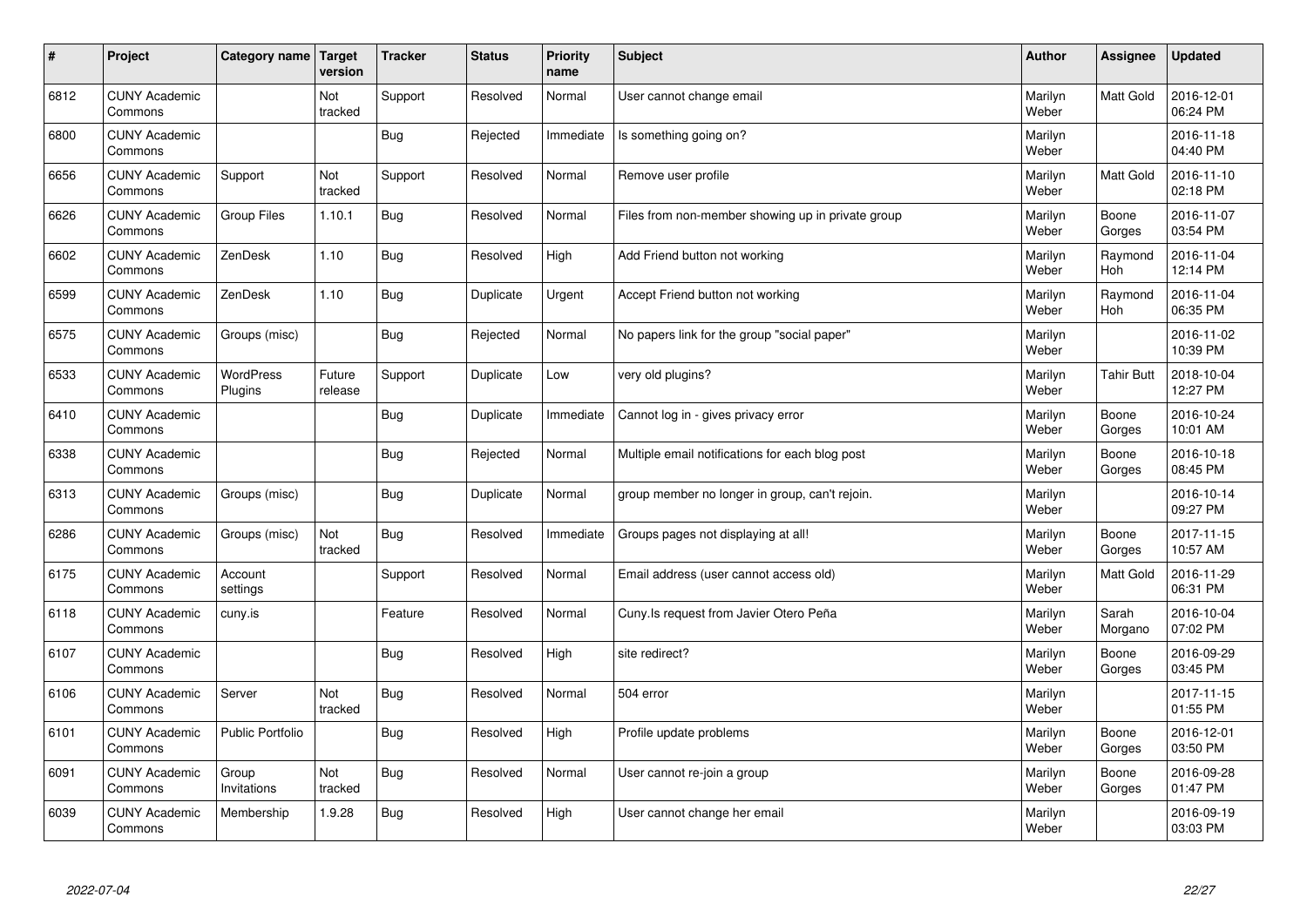| # | Project | Category name | Target version | Tracker | Status | Priority name | Subject | Author | Assignee | Updated |
|---|---|---|---|---|---|---|---|---|---|---|
| 6812 | CUNY Academic Commons | | Not tracked | Support | Resolved | Normal | User cannot change email | Marilyn Weber | Matt Gold | 2016-12-01 06:24 PM |
| 6800 | CUNY Academic Commons | | | Bug | Rejected | Immediate | Is something going on? | Marilyn Weber | | 2016-11-18 04:40 PM |
| 6656 | CUNY Academic Commons | Support | Not tracked | Support | Resolved | Normal | Remove user profile | Marilyn Weber | Matt Gold | 2016-11-10 02:18 PM |
| 6626 | CUNY Academic Commons | Group Files | 1.10.1 | Bug | Resolved | Normal | Files from non-member showing up in private group | Marilyn Weber | Boone Gorges | 2016-11-07 03:54 PM |
| 6602 | CUNY Academic Commons | ZenDesk | 1.10 | Bug | Resolved | High | Add Friend button not working | Marilyn Weber | Raymond Hoh | 2016-11-04 12:14 PM |
| 6599 | CUNY Academic Commons | ZenDesk | 1.10 | Bug | Duplicate | Urgent | Accept Friend button not working | Marilyn Weber | Raymond Hoh | 2016-11-04 06:35 PM |
| 6575 | CUNY Academic Commons | Groups (misc) | | Bug | Rejected | Normal | No papers link for the group "social paper" | Marilyn Weber | | 2016-11-02 10:39 PM |
| 6533 | CUNY Academic Commons | WordPress Plugins | Future release | Support | Duplicate | Low | very old plugins? | Marilyn Weber | Tahir Butt | 2018-10-04 12:27 PM |
| 6410 | CUNY Academic Commons | | | Bug | Duplicate | Immediate | Cannot log in - gives privacy error | Marilyn Weber | Boone Gorges | 2016-10-24 10:01 AM |
| 6338 | CUNY Academic Commons | | | Bug | Rejected | Normal | Multiple email notifications for each blog post | Marilyn Weber | Boone Gorges | 2016-10-18 08:45 PM |
| 6313 | CUNY Academic Commons | Groups (misc) | | Bug | Duplicate | Normal | group member no longer in group, can't rejoin. | Marilyn Weber | | 2016-10-14 09:27 PM |
| 6286 | CUNY Academic Commons | Groups (misc) | Not tracked | Bug | Resolved | Immediate | Groups pages not displaying at all! | Marilyn Weber | Boone Gorges | 2017-11-15 10:57 AM |
| 6175 | CUNY Academic Commons | Account settings | | Support | Resolved | Normal | Email address (user cannot access old) | Marilyn Weber | Matt Gold | 2016-11-29 06:31 PM |
| 6118 | CUNY Academic Commons | cuny.is | | Feature | Resolved | Normal | Cuny.Is request from Javier Otero Peña | Marilyn Weber | Sarah Morgano | 2016-10-04 07:02 PM |
| 6107 | CUNY Academic Commons | | | Bug | Resolved | High | site redirect? | Marilyn Weber | Boone Gorges | 2016-09-29 03:45 PM |
| 6106 | CUNY Academic Commons | Server | Not tracked | Bug | Resolved | Normal | 504 error | Marilyn Weber | | 2017-11-15 01:55 PM |
| 6101 | CUNY Academic Commons | Public Portfolio | | Bug | Resolved | High | Profile update problems | Marilyn Weber | Boone Gorges | 2016-12-01 03:50 PM |
| 6091 | CUNY Academic Commons | Group Invitations | Not tracked | Bug | Resolved | Normal | User cannot re-join a group | Marilyn Weber | Boone Gorges | 2016-09-28 01:47 PM |
| 6039 | CUNY Academic Commons | Membership | 1.9.28 | Bug | Resolved | High | User cannot change her email | Marilyn Weber | | 2016-09-19 03:03 PM |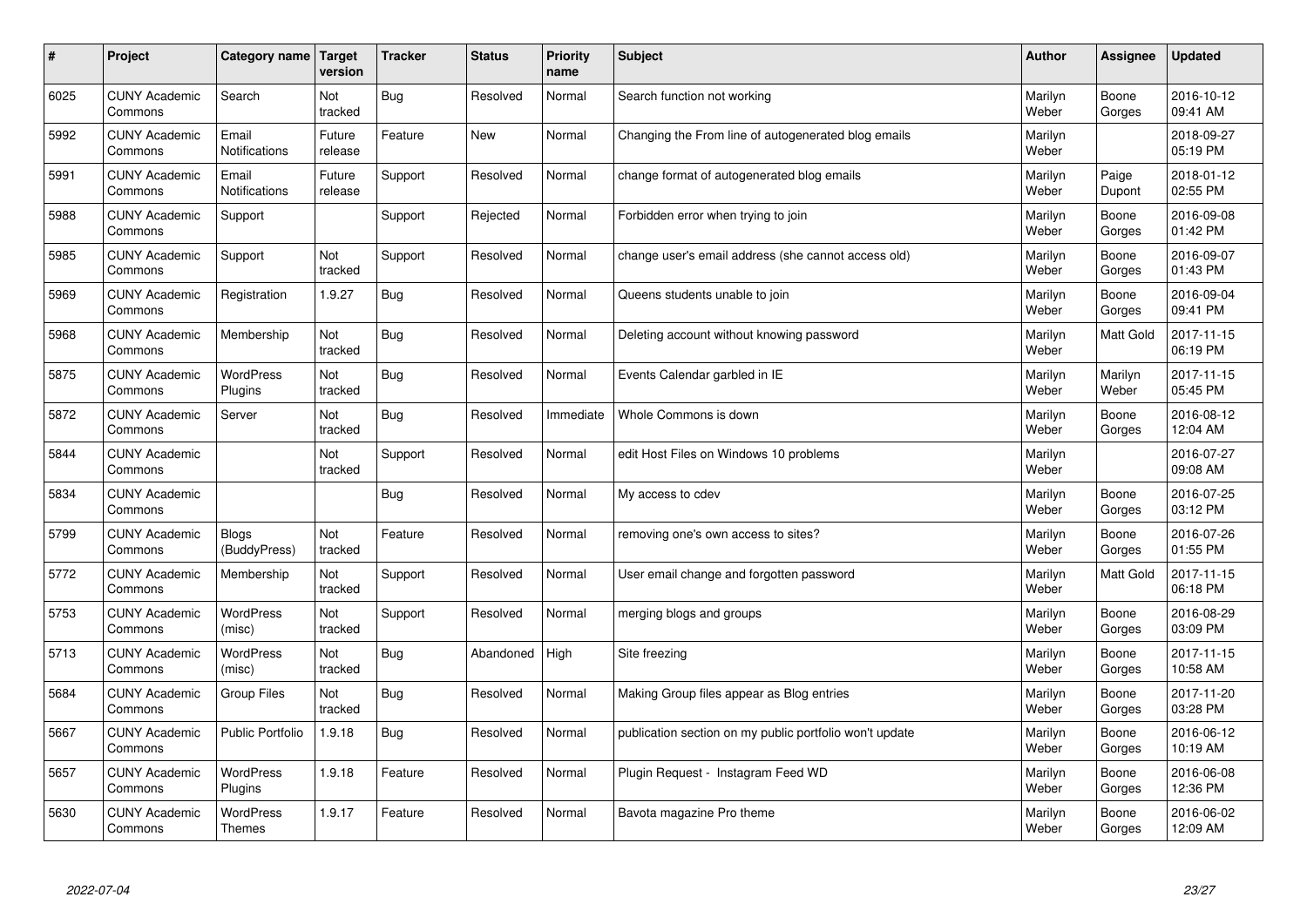| # | Project | Category name | Target version | Tracker | Status | Priority name | Subject | Author | Assignee | Updated |
|---|---|---|---|---|---|---|---|---|---|---|
| 6025 | CUNY Academic Commons | Search | Not tracked | Bug | Resolved | Normal | Search function not working | Marilyn Weber | Boone Gorges | 2016-10-12 09:41 AM |
| 5992 | CUNY Academic Commons | Email Notifications | Future release | Feature | New | Normal | Changing the From line of autogenerated blog emails | Marilyn Weber | | 2018-09-27 05:19 PM |
| 5991 | CUNY Academic Commons | Email Notifications | Future release | Support | Resolved | Normal | change format of autogenerated blog emails | Marilyn Weber | Paige Dupont | 2018-01-12 02:55 PM |
| 5988 | CUNY Academic Commons | Support | | Support | Rejected | Normal | Forbidden error when trying to join | Marilyn Weber | Boone Gorges | 2016-09-08 01:42 PM |
| 5985 | CUNY Academic Commons | Support | Not tracked | Support | Resolved | Normal | change user's email address (she cannot access old) | Marilyn Weber | Boone Gorges | 2016-09-07 01:43 PM |
| 5969 | CUNY Academic Commons | Registration | 1.9.27 | Bug | Resolved | Normal | Queens students unable to join | Marilyn Weber | Boone Gorges | 2016-09-04 09:41 PM |
| 5968 | CUNY Academic Commons | Membership | Not tracked | Bug | Resolved | Normal | Deleting account without knowing password | Marilyn Weber | Matt Gold | 2017-11-15 06:19 PM |
| 5875 | CUNY Academic Commons | WordPress Plugins | Not tracked | Bug | Resolved | Normal | Events Calendar garbled in IE | Marilyn Weber | Marilyn Weber | 2017-11-15 05:45 PM |
| 5872 | CUNY Academic Commons | Server | Not tracked | Bug | Resolved | Immediate | Whole Commons is down | Marilyn Weber | Boone Gorges | 2016-08-12 12:04 AM |
| 5844 | CUNY Academic Commons | | Not tracked | Support | Resolved | Normal | edit Host Files on Windows 10 problems | Marilyn Weber | | 2016-07-27 09:08 AM |
| 5834 | CUNY Academic Commons | | | Bug | Resolved | Normal | My access to cdev | Marilyn Weber | Boone Gorges | 2016-07-25 03:12 PM |
| 5799 | CUNY Academic Commons | Blogs (BuddyPress) | Not tracked | Feature | Resolved | Normal | removing one's own access to sites? | Marilyn Weber | Boone Gorges | 2016-07-26 01:55 PM |
| 5772 | CUNY Academic Commons | Membership | Not tracked | Support | Resolved | Normal | User email change and forgotten password | Marilyn Weber | Matt Gold | 2017-11-15 06:18 PM |
| 5753 | CUNY Academic Commons | WordPress (misc) | Not tracked | Support | Resolved | Normal | merging blogs and groups | Marilyn Weber | Boone Gorges | 2016-08-29 03:09 PM |
| 5713 | CUNY Academic Commons | WordPress (misc) | Not tracked | Bug | Abandoned | High | Site freezing | Marilyn Weber | Boone Gorges | 2017-11-15 10:58 AM |
| 5684 | CUNY Academic Commons | Group Files | Not tracked | Bug | Resolved | Normal | Making Group files appear as Blog entries | Marilyn Weber | Boone Gorges | 2017-11-20 03:28 PM |
| 5667 | CUNY Academic Commons | Public Portfolio | 1.9.18 | Bug | Resolved | Normal | publication section on my public portfolio won't update | Marilyn Weber | Boone Gorges | 2016-06-12 10:19 AM |
| 5657 | CUNY Academic Commons | WordPress Plugins | 1.9.18 | Feature | Resolved | Normal | Plugin Request - Instagram Feed WD | Marilyn Weber | Boone Gorges | 2016-06-08 12:36 PM |
| 5630 | CUNY Academic Commons | WordPress Themes | 1.9.17 | Feature | Resolved | Normal | Bavota magazine Pro theme | Marilyn Weber | Boone Gorges | 2016-06-02 12:09 AM |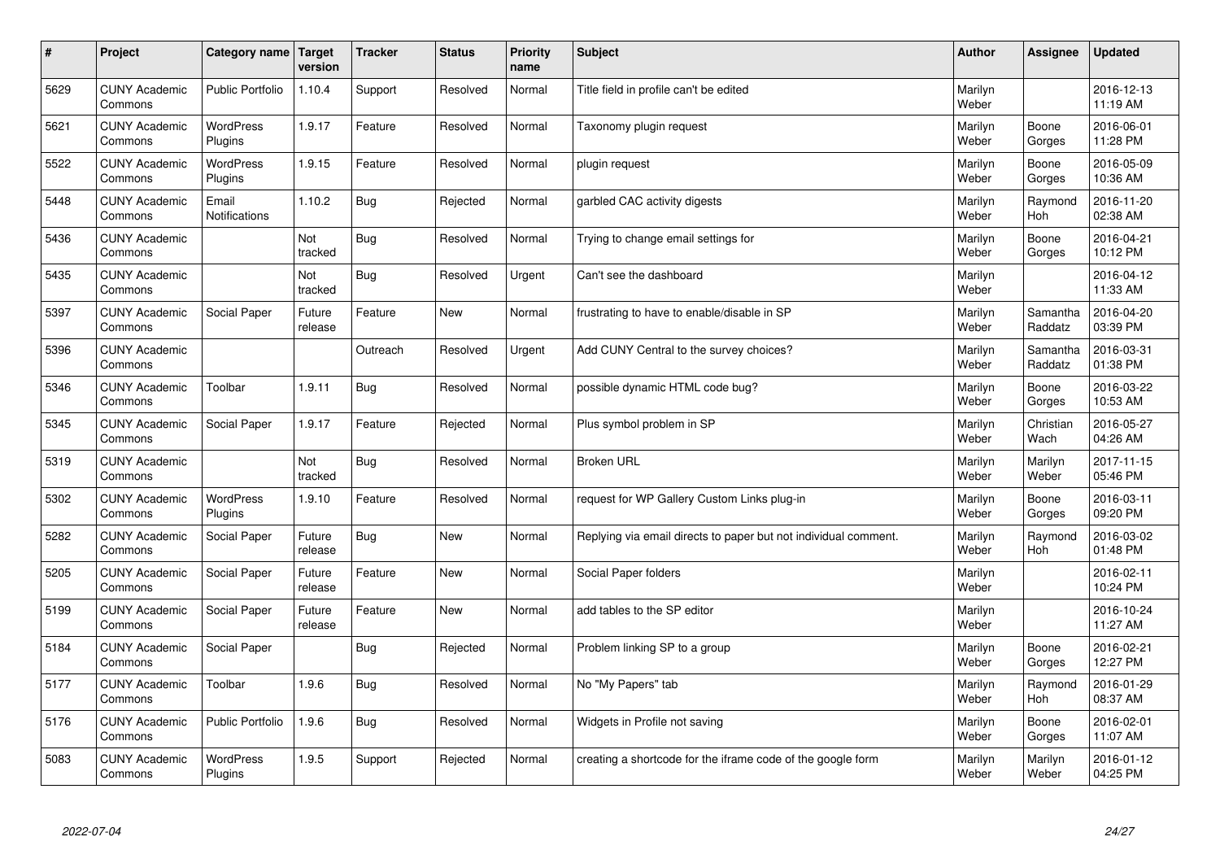| # | Project | Category name | Target version | Tracker | Status | Priority name | Subject | Author | Assignee | Updated |
|---|---|---|---|---|---|---|---|---|---|---|
| 5629 | CUNY Academic Commons | Public Portfolio | 1.10.4 | Support | Resolved | Normal | Title field in profile can't be edited | Marilyn Weber | | 2016-12-13 11:19 AM |
| 5621 | CUNY Academic Commons | WordPress Plugins | 1.9.17 | Feature | Resolved | Normal | Taxonomy plugin request | Marilyn Weber | Boone Gorges | 2016-06-01 11:28 PM |
| 5522 | CUNY Academic Commons | WordPress Plugins | 1.9.15 | Feature | Resolved | Normal | plugin request | Marilyn Weber | Boone Gorges | 2016-05-09 10:36 AM |
| 5448 | CUNY Academic Commons | Email Notifications | 1.10.2 | Bug | Rejected | Normal | garbled CAC activity digests | Marilyn Weber | Raymond Hoh | 2016-11-20 02:38 AM |
| 5436 | CUNY Academic Commons | | Not tracked | Bug | Resolved | Normal | Trying to change email settings for | Marilyn Weber | Boone Gorges | 2016-04-21 10:12 PM |
| 5435 | CUNY Academic Commons | | Not tracked | Bug | Resolved | Urgent | Can't see the dashboard | Marilyn Weber | | 2016-04-12 11:33 AM |
| 5397 | CUNY Academic Commons | Social Paper | Future release | Feature | New | Normal | frustrating to have to enable/disable in SP | Marilyn Weber | Samantha Raddatz | 2016-04-20 03:39 PM |
| 5396 | CUNY Academic Commons | | | Outreach | Resolved | Urgent | Add CUNY Central to the survey choices? | Marilyn Weber | Samantha Raddatz | 2016-03-31 01:38 PM |
| 5346 | CUNY Academic Commons | Toolbar | 1.9.11 | Bug | Resolved | Normal | possible dynamic HTML code bug? | Marilyn Weber | Boone Gorges | 2016-03-22 10:53 AM |
| 5345 | CUNY Academic Commons | Social Paper | 1.9.17 | Feature | Rejected | Normal | Plus symbol problem in SP | Marilyn Weber | Christian Wach | 2016-05-27 04:26 AM |
| 5319 | CUNY Academic Commons | | Not tracked | Bug | Resolved | Normal | Broken URL | Marilyn Weber | Marilyn Weber | 2017-11-15 05:46 PM |
| 5302 | CUNY Academic Commons | WordPress Plugins | 1.9.10 | Feature | Resolved | Normal | request for WP Gallery Custom Links plug-in | Marilyn Weber | Boone Gorges | 2016-03-11 09:20 PM |
| 5282 | CUNY Academic Commons | Social Paper | Future release | Bug | New | Normal | Replying via email directs to paper but not individual comment. | Marilyn Weber | Raymond Hoh | 2016-03-02 01:48 PM |
| 5205 | CUNY Academic Commons | Social Paper | Future release | Feature | New | Normal | Social Paper folders | Marilyn Weber | | 2016-02-11 10:24 PM |
| 5199 | CUNY Academic Commons | Social Paper | Future release | Feature | New | Normal | add tables to the SP editor | Marilyn Weber | | 2016-10-24 11:27 AM |
| 5184 | CUNY Academic Commons | Social Paper | | Bug | Rejected | Normal | Problem linking SP to a group | Marilyn Weber | Boone Gorges | 2016-02-21 12:27 PM |
| 5177 | CUNY Academic Commons | Toolbar | 1.9.6 | Bug | Resolved | Normal | No "My Papers" tab | Marilyn Weber | Raymond Hoh | 2016-01-29 08:37 AM |
| 5176 | CUNY Academic Commons | Public Portfolio | 1.9.6 | Bug | Resolved | Normal | Widgets in Profile not saving | Marilyn Weber | Boone Gorges | 2016-02-01 11:07 AM |
| 5083 | CUNY Academic Commons | WordPress Plugins | 1.9.5 | Support | Rejected | Normal | creating a shortcode for the iframe code of the google form | Marilyn Weber | Marilyn Weber | 2016-01-12 04:25 PM |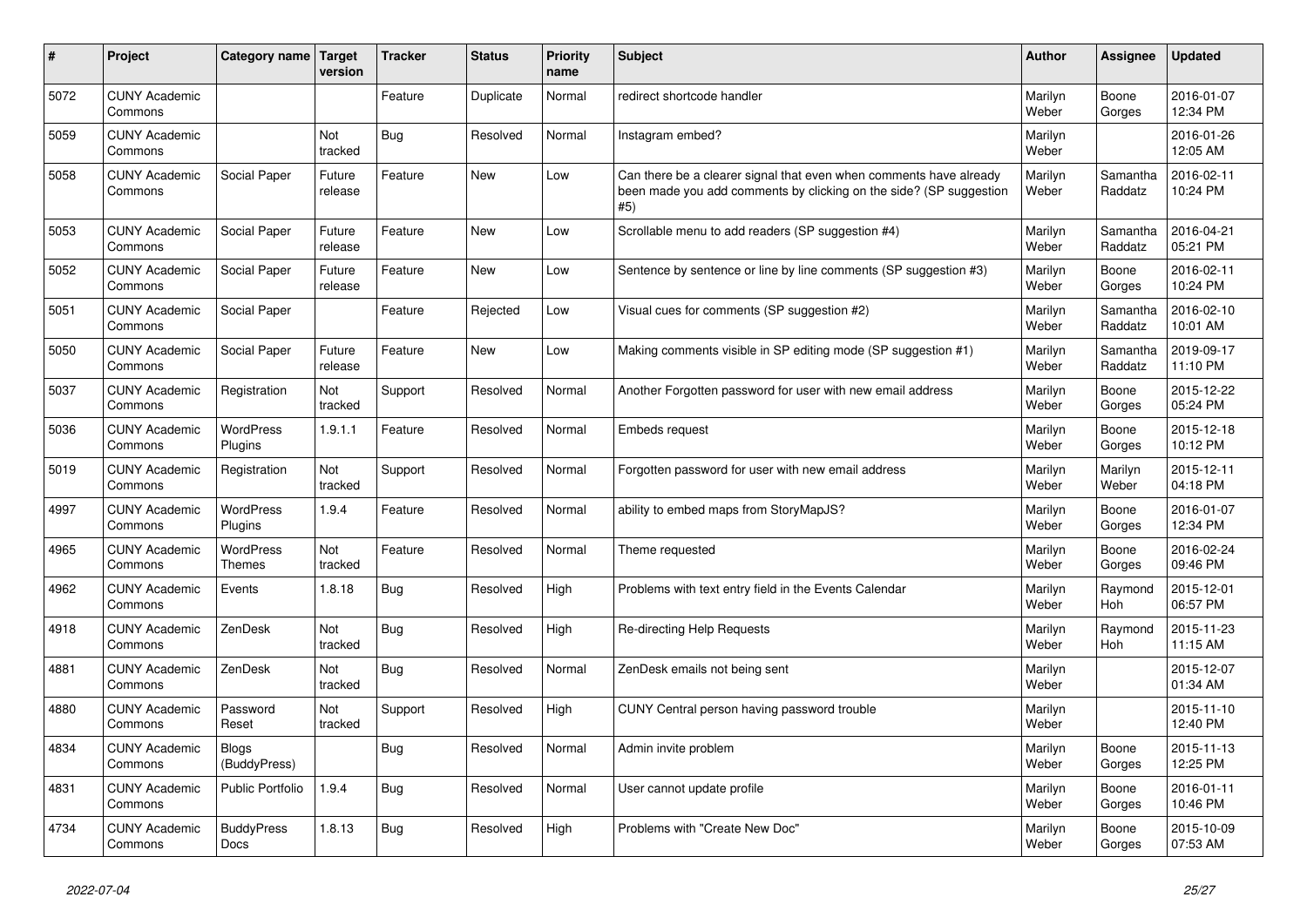| # | Project | Category name | Target version | Tracker | Status | Priority name | Subject | Author | Assignee | Updated |
|---|---|---|---|---|---|---|---|---|---|---|
| 5072 | CUNY Academic Commons | | | Feature | Duplicate | Normal | redirect shortcode handler | Marilyn Weber | Boone Gorges | 2016-01-07 12:34 PM |
| 5059 | CUNY Academic Commons | | Not tracked | Bug | Resolved | Normal | Instagram embed? | Marilyn Weber | | 2016-01-26 12:05 AM |
| 5058 | CUNY Academic Commons | Social Paper | Future release | Feature | New | Low | Can there be a clearer signal that even when comments have already been made you add comments by clicking on the side? (SP suggestion #5) | Marilyn Weber | Samantha Raddatz | 2016-02-11 10:24 PM |
| 5053 | CUNY Academic Commons | Social Paper | Future release | Feature | New | Low | Scrollable menu to add readers (SP suggestion #4) | Marilyn Weber | Samantha Raddatz | 2016-04-21 05:21 PM |
| 5052 | CUNY Academic Commons | Social Paper | Future release | Feature | New | Low | Sentence by sentence or line by line comments (SP suggestion #3) | Marilyn Weber | Boone Gorges | 2016-02-11 10:24 PM |
| 5051 | CUNY Academic Commons | Social Paper | | Feature | Rejected | Low | Visual cues for comments (SP suggestion #2) | Marilyn Weber | Samantha Raddatz | 2016-02-10 10:01 AM |
| 5050 | CUNY Academic Commons | Social Paper | Future release | Feature | New | Low | Making comments visible in SP editing mode (SP suggestion #1) | Marilyn Weber | Samantha Raddatz | 2019-09-17 11:10 PM |
| 5037 | CUNY Academic Commons | Registration | Not tracked | Support | Resolved | Normal | Another Forgotten password for user with new email address | Marilyn Weber | Boone Gorges | 2015-12-22 05:24 PM |
| 5036 | CUNY Academic Commons | WordPress Plugins | 1.9.1.1 | Feature | Resolved | Normal | Embeds request | Marilyn Weber | Boone Gorges | 2015-12-18 10:12 PM |
| 5019 | CUNY Academic Commons | Registration | Not tracked | Support | Resolved | Normal | Forgotten password for user with new email address | Marilyn Weber | Marilyn Weber | 2015-12-11 04:18 PM |
| 4997 | CUNY Academic Commons | WordPress Plugins | 1.9.4 | Feature | Resolved | Normal | ability to embed maps from StoryMapJS? | Marilyn Weber | Boone Gorges | 2016-01-07 12:34 PM |
| 4965 | CUNY Academic Commons | WordPress Themes | Not tracked | Feature | Resolved | Normal | Theme requested | Marilyn Weber | Boone Gorges | 2016-02-24 09:46 PM |
| 4962 | CUNY Academic Commons | Events | 1.8.18 | Bug | Resolved | High | Problems with text entry field in the Events Calendar | Marilyn Weber | Raymond Hoh | 2015-12-01 06:57 PM |
| 4918 | CUNY Academic Commons | ZenDesk | Not tracked | Bug | Resolved | High | Re-directing Help Requests | Marilyn Weber | Raymond Hoh | 2015-11-23 11:15 AM |
| 4881 | CUNY Academic Commons | ZenDesk | Not tracked | Bug | Resolved | Normal | ZenDesk emails not being sent | Marilyn Weber | | 2015-12-07 01:34 AM |
| 4880 | CUNY Academic Commons | Password Reset | Not tracked | Support | Resolved | High | CUNY Central person having password trouble | Marilyn Weber | | 2015-11-10 12:40 PM |
| 4834 | CUNY Academic Commons | Blogs (BuddyPress) | | Bug | Resolved | Normal | Admin invite problem | Marilyn Weber | Boone Gorges | 2015-11-13 12:25 PM |
| 4831 | CUNY Academic Commons | Public Portfolio | 1.9.4 | Bug | Resolved | Normal | User cannot update profile | Marilyn Weber | Boone Gorges | 2016-01-11 10:46 PM |
| 4734 | CUNY Academic Commons | BuddyPress Docs | 1.8.13 | Bug | Resolved | High | Problems with "Create New Doc" | Marilyn Weber | Boone Gorges | 2015-10-09 07:53 AM |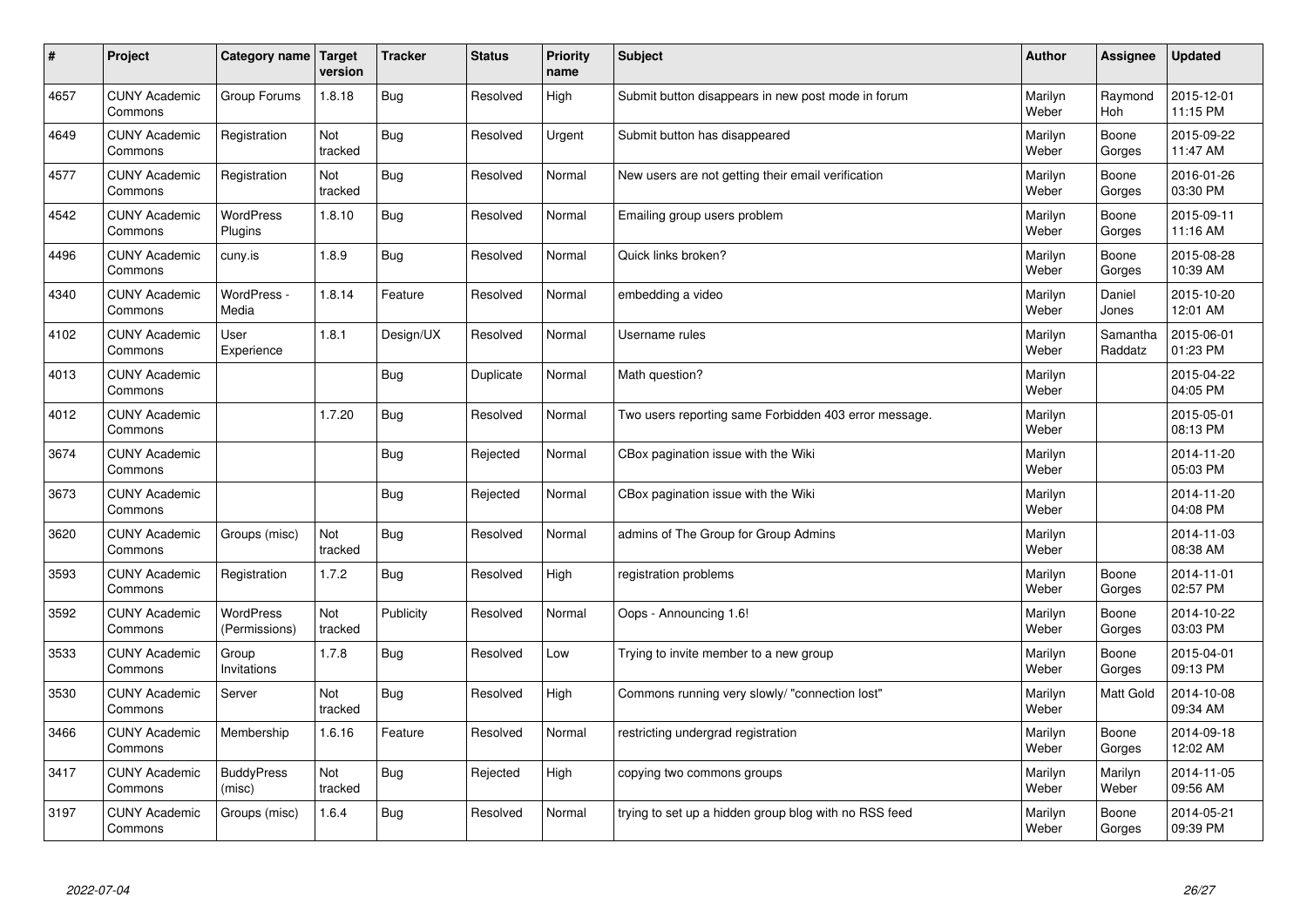| # | Project | Category name | Target version | Tracker | Status | Priority name | Subject | Author | Assignee | Updated |
|---|---|---|---|---|---|---|---|---|---|---|
| 4657 | CUNY Academic Commons | Group Forums | 1.8.18 | Bug | Resolved | High | Submit button disappears in new post mode in forum | Marilyn Weber | Raymond Hoh | 2015-12-01 11:15 PM |
| 4649 | CUNY Academic Commons | Registration | Not tracked | Bug | Resolved | Urgent | Submit button has disappeared | Marilyn Weber | Boone Gorges | 2015-09-22 11:47 AM |
| 4577 | CUNY Academic Commons | Registration | Not tracked | Bug | Resolved | Normal | New users are not getting their email verification | Marilyn Weber | Boone Gorges | 2016-01-26 03:30 PM |
| 4542 | CUNY Academic Commons | WordPress Plugins | 1.8.10 | Bug | Resolved | Normal | Emailing group users problem | Marilyn Weber | Boone Gorges | 2015-09-11 11:16 AM |
| 4496 | CUNY Academic Commons | cuny.is | 1.8.9 | Bug | Resolved | Normal | Quick links broken? | Marilyn Weber | Boone Gorges | 2015-08-28 10:39 AM |
| 4340 | CUNY Academic Commons | WordPress - Media | 1.8.14 | Feature | Resolved | Normal | embedding a video | Marilyn Weber | Daniel Jones | 2015-10-20 12:01 AM |
| 4102 | CUNY Academic Commons | User Experience | 1.8.1 | Design/UX | Resolved | Normal | Username rules | Marilyn Weber | Samantha Raddatz | 2015-06-01 01:23 PM |
| 4013 | CUNY Academic Commons | | | Bug | Duplicate | Normal | Math question? | Marilyn Weber | | 2015-04-22 04:05 PM |
| 4012 | CUNY Academic Commons | | 1.7.20 | Bug | Resolved | Normal | Two users reporting same Forbidden 403 error message. | Marilyn Weber | | 2015-05-01 08:13 PM |
| 3674 | CUNY Academic Commons | | | Bug | Rejected | Normal | CBox pagination issue with the Wiki | Marilyn Weber | | 2014-11-20 05:03 PM |
| 3673 | CUNY Academic Commons | | | Bug | Rejected | Normal | CBox pagination issue with the Wiki | Marilyn Weber | | 2014-11-20 04:08 PM |
| 3620 | CUNY Academic Commons | Groups (misc) | Not tracked | Bug | Resolved | Normal | admins of The Group for Group Admins | Marilyn Weber | | 2014-11-03 08:38 AM |
| 3593 | CUNY Academic Commons | Registration | 1.7.2 | Bug | Resolved | High | registration problems | Marilyn Weber | Boone Gorges | 2014-11-01 02:57 PM |
| 3592 | CUNY Academic Commons | WordPress (Permissions) | Not tracked | Publicity | Resolved | Normal | Oops - Announcing 1.6! | Marilyn Weber | Boone Gorges | 2014-10-22 03:03 PM |
| 3533 | CUNY Academic Commons | Group Invitations | 1.7.8 | Bug | Resolved | Low | Trying to invite member to a new group | Marilyn Weber | Boone Gorges | 2015-04-01 09:13 PM |
| 3530 | CUNY Academic Commons | Server | Not tracked | Bug | Resolved | High | Commons running very slowly/ "connection lost" | Marilyn Weber | Matt Gold | 2014-10-08 09:34 AM |
| 3466 | CUNY Academic Commons | Membership | 1.6.16 | Feature | Resolved | Normal | restricting undergrad registration | Marilyn Weber | Boone Gorges | 2014-09-18 12:02 AM |
| 3417 | CUNY Academic Commons | BuddyPress (misc) | Not tracked | Bug | Rejected | High | copying two commons groups | Marilyn Weber | Marilyn Weber | 2014-11-05 09:56 AM |
| 3197 | CUNY Academic Commons | Groups (misc) | 1.6.4 | Bug | Resolved | Normal | trying to set up a hidden group blog with no RSS feed | Marilyn Weber | Boone Gorges | 2014-05-21 09:39 PM |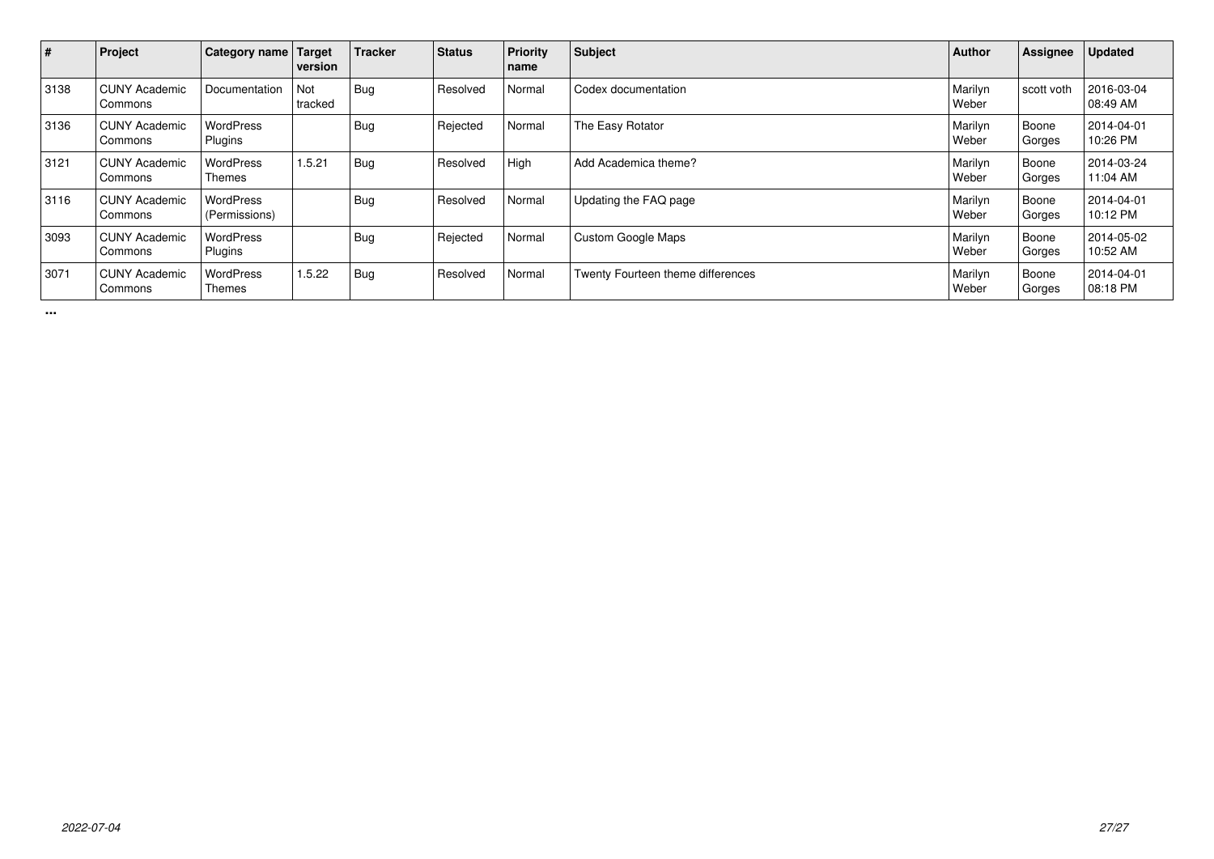| # | Project | Category name | Target version | Tracker | Status | Priority name | Subject | Author | Assignee | Updated |
|---|---|---|---|---|---|---|---|---|---|---|
| 3138 | CUNY Academic Commons | Documentation | Not tracked | Bug | Resolved | Normal | Codex documentation | Marilyn Weber | scott voth | 2016-03-04 08:49 AM |
| 3136 | CUNY Academic Commons | WordPress Plugins | | Bug | Rejected | Normal | The Easy Rotator | Marilyn Weber | Boone Gorges | 2014-04-01 10:26 PM |
| 3121 | CUNY Academic Commons | WordPress Themes | 1.5.21 | Bug | Resolved | High | Add Academica theme? | Marilyn Weber | Boone Gorges | 2014-03-24 11:04 AM |
| 3116 | CUNY Academic Commons | WordPress (Permissions) | | Bug | Resolved | Normal | Updating the FAQ page | Marilyn Weber | Boone Gorges | 2014-04-01 10:12 PM |
| 3093 | CUNY Academic Commons | WordPress Plugins | | Bug | Rejected | Normal | Custom Google Maps | Marilyn Weber | Boone Gorges | 2014-05-02 10:52 AM |
| 3071 | CUNY Academic Commons | WordPress Themes | 1.5.22 | Bug | Resolved | Normal | Twenty Fourteen theme differences | Marilyn Weber | Boone Gorges | 2014-04-01 08:18 PM |

...